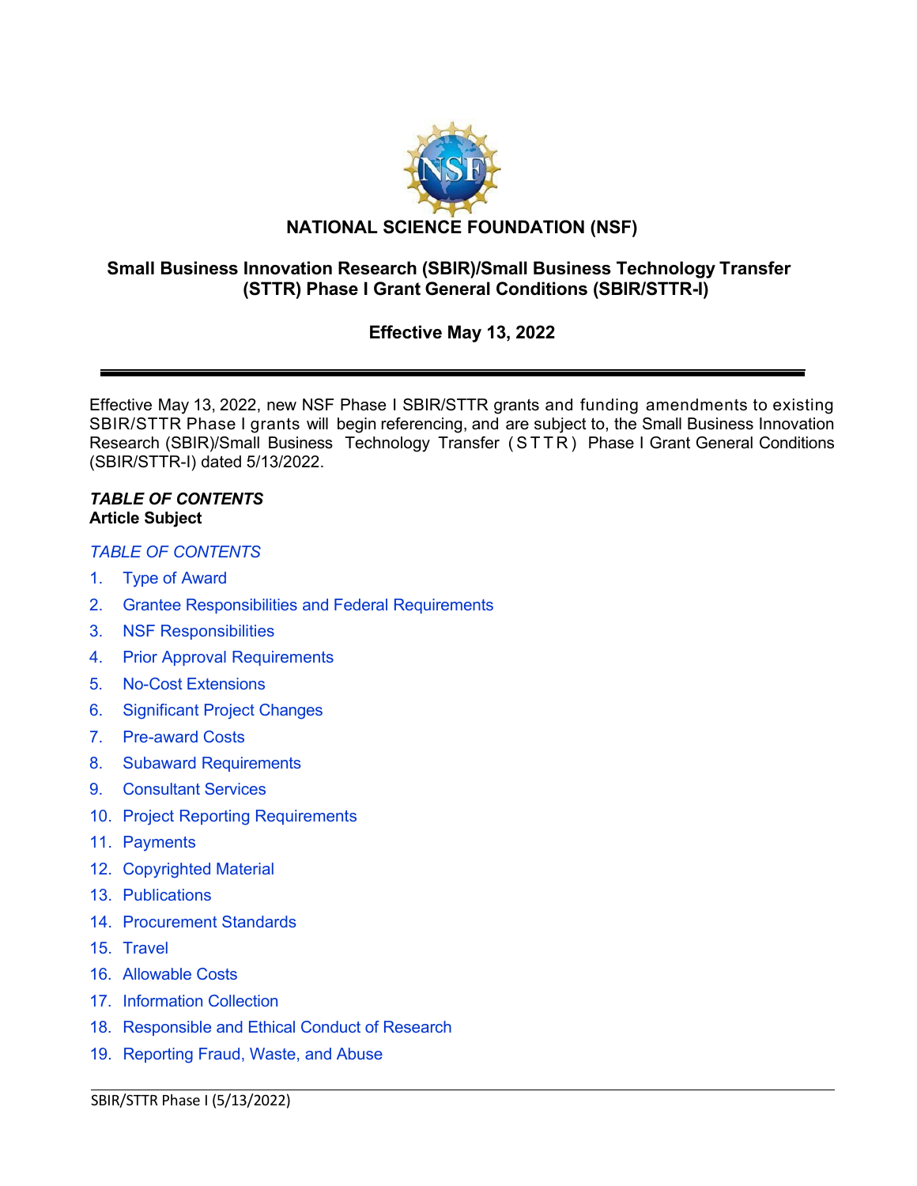# NATIONAL SCIENCE FOUNDATION (NSF)

## Small Business Innovation Research (SBIR)/Small Business Technology Transfer (STTR) Phase I Grant General Conditions (SBIR/STTR-I)

### Effective May 13, 2022

---

Effective May 13, 2022, new NSF Phase I SBIR/STTR grants and funding amendments to existing SBIR/STTR Phase I grants will begin referencing, and are subject to, the Small Business Innovation Research (SBIR)/Small Business Technology Transfer (STTR) Phase I Grant General Conditions (SBIR/STTR-I) dated 5/13/2022.

***TABLE OF CONTENTS***
**Article Subject**

*TABLE OF CONTENTS*

1. Type of Award
2. Grantee Responsibilities and Federal Requirements
3. NSF Responsibilities
4. Prior Approval Requirements
5. No-Cost Extensions
6. Significant Project Changes
7. Pre-award Costs
8. Subaward Requirements
9. Consultant Services
10. Project Reporting Requirements
11. Payments
12. Copyrighted Material
13. Publications
14. Procurement Standards
15. Travel
16. Allowable Costs
17. Information Collection
18. Responsible and Ethical Conduct of Research
19. Reporting Fraud, Waste, and Abuse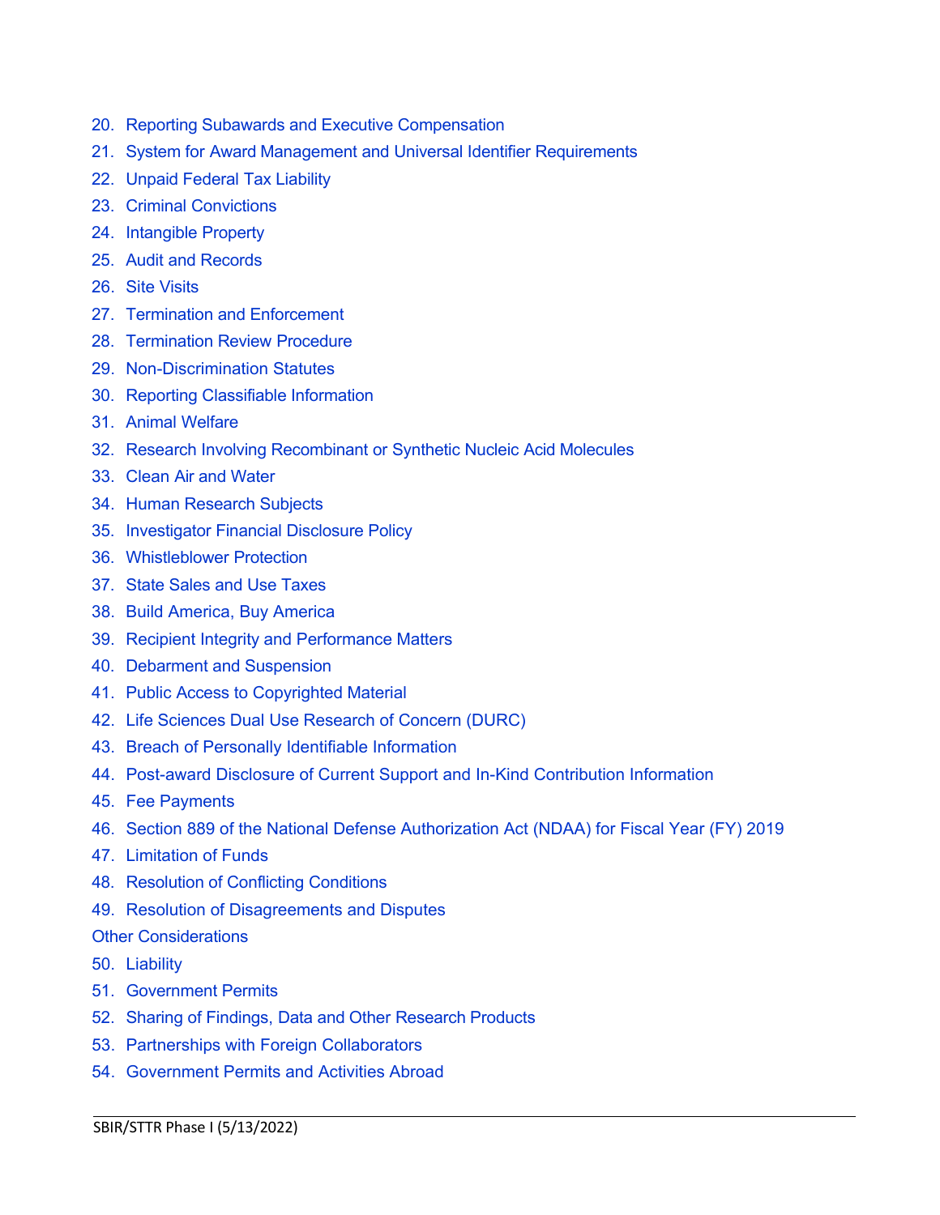20. Reporting Subawards and Executive Compensation
21. System for Award Management and Universal Identifier Requirements
22. Unpaid Federal Tax Liability
23. Criminal Convictions
24. Intangible Property
25. Audit and Records
26. Site Visits
27. Termination and Enforcement
28. Termination Review Procedure
29. Non-Discrimination Statutes
30. Reporting Classifiable Information
31. Animal Welfare
32. Research Involving Recombinant or Synthetic Nucleic Acid Molecules
33. Clean Air and Water
34. Human Research Subjects
35. Investigator Financial Disclosure Policy
36. Whistleblower Protection
37. State Sales and Use Taxes
38. Build America, Buy America
39. Recipient Integrity and Performance Matters
40. Debarment and Suspension
41. Public Access to Copyrighted Material
42. Life Sciences Dual Use Research of Concern (DURC)
43. Breach of Personally Identifiable Information
44. Post-award Disclosure of Current Support and In-Kind Contribution Information
45. Fee Payments
46. Section 889 of the National Defense Authorization Act (NDAA) for Fiscal Year (FY) 2019
47. Limitation of Funds
48. Resolution of Conflicting Conditions
49. Resolution of Disagreements and Disputes

Other Considerations

50. Liability
51. Government Permits
52. Sharing of Findings, Data and Other Research Products
53. Partnerships with Foreign Collaborators
54. Government Permits and Activities Abroad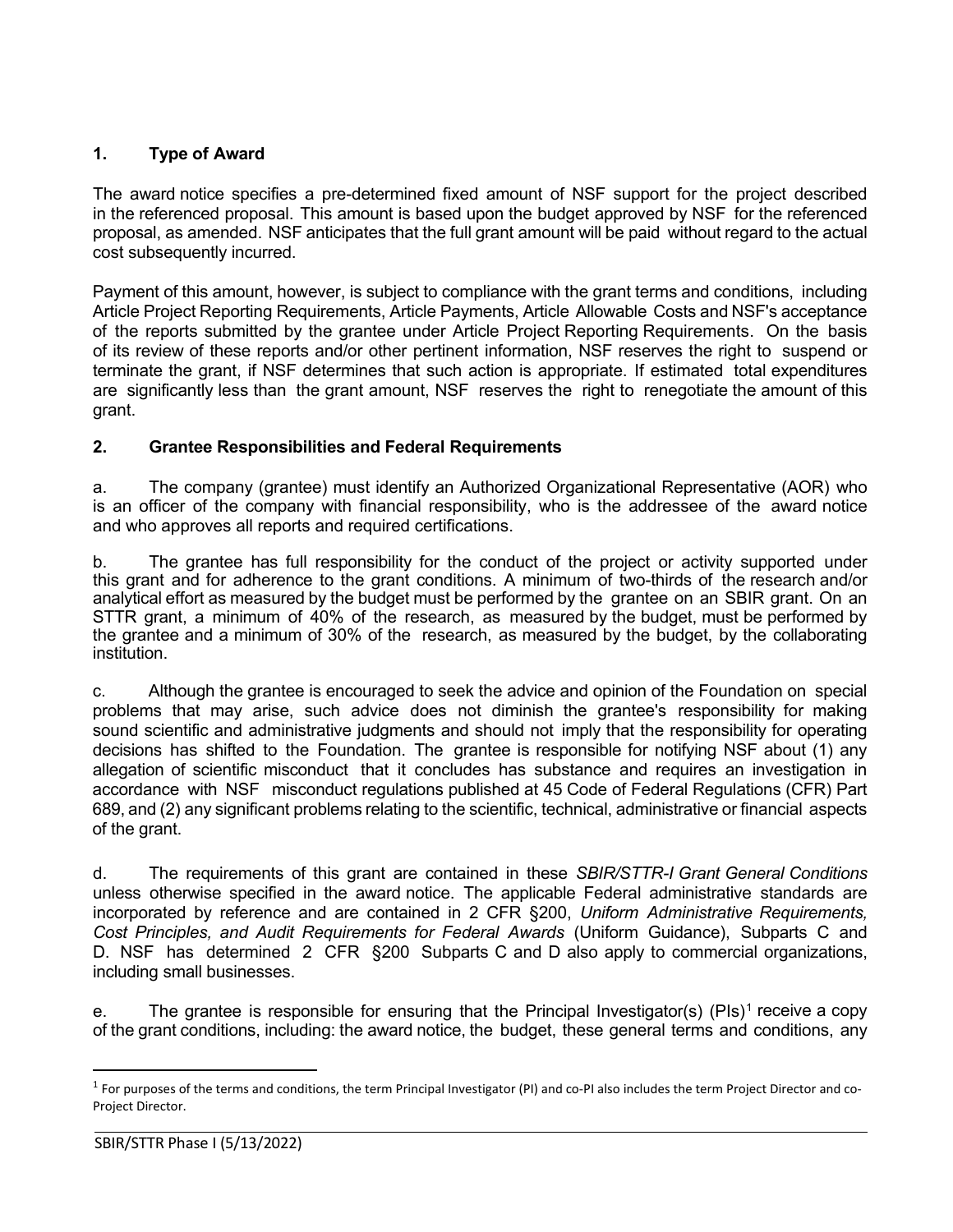## 1. Type of Award

The award notice specifies a pre-determined fixed amount of NSF support for the project described in the referenced proposal. This amount is based upon the budget approved by NSF for the referenced proposal, as amended. NSF anticipates that the full grant amount will be paid without regard to the actual cost subsequently incurred.

Payment of this amount, however, is subject to compliance with the grant terms and conditions, including Article Project Reporting Requirements, Article Payments, Article Allowable Costs and NSF's acceptance of the reports submitted by the grantee under Article Project Reporting Requirements. On the basis of its review of these reports and/or other pertinent information, NSF reserves the right to suspend or terminate the grant, if NSF determines that such action is appropriate. If estimated total expenditures are significantly less than the grant amount, NSF reserves the right to renegotiate the amount of this grant.

## 2. Grantee Responsibilities and Federal Requirements

a. The company (grantee) must identify an Authorized Organizational Representative (AOR) who is an officer of the company with financial responsibility, who is the addressee of the award notice and who approves all reports and required certifications.

b. The grantee has full responsibility for the conduct of the project or activity supported under this grant and for adherence to the grant conditions. A minimum of two-thirds of the research and/or analytical effort as measured by the budget must be performed by the grantee on an SBIR grant. On an STTR grant, a minimum of 40% of the research, as measured by the budget, must be performed by the grantee and a minimum of 30% of the research, as measured by the budget, by the collaborating institution.

c. Although the grantee is encouraged to seek the advice and opinion of the Foundation on special problems that may arise, such advice does not diminish the grantee's responsibility for making sound scientific and administrative judgments and should not imply that the responsibility for operating decisions has shifted to the Foundation. The grantee is responsible for notifying NSF about (1) any allegation of scientific misconduct that it concludes has substance and requires an investigation in accordance with NSF misconduct regulations published at 45 Code of Federal Regulations (CFR) Part 689, and (2) any significant problems relating to the scientific, technical, administrative or financial aspects of the grant.

d. The requirements of this grant are contained in these *SBIR/STTR-I Grant General Conditions* unless otherwise specified in the award notice. The applicable Federal administrative standards are incorporated by reference and are contained in 2 CFR §200, *Uniform Administrative Requirements, Cost Principles, and Audit Requirements for Federal Awards* (Uniform Guidance), Subparts C and D. NSF has determined 2 CFR §200 Subparts C and D also apply to commercial organizations, including small businesses.

e. The grantee is responsible for ensuring that the Principal Investigator(s) (PIs)[1] receive a copy of the grant conditions, including: the award notice, the budget, these general terms and conditions, any

[1] For purposes of the terms and conditions, the term Principal Investigator (PI) and co-PI also includes the term Project Director and co-Project Director.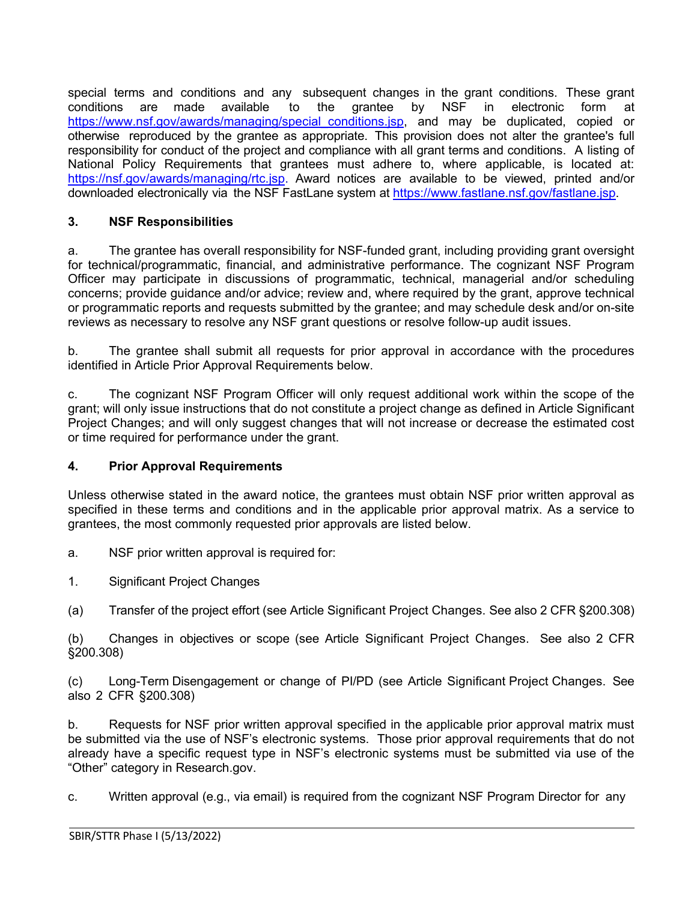special terms and conditions and any subsequent changes in the grant conditions. These grant conditions are made available to the grantee by NSF in electronic form at https://www.nsf.gov/awards/managing/special_conditions.jsp, and may be duplicated, copied or otherwise reproduced by the grantee as appropriate. This provision does not alter the grantee's full responsibility for conduct of the project and compliance with all grant terms and conditions. A listing of National Policy Requirements that grantees must adhere to, where applicable, is located at: https://nsf.gov/awards/managing/rtc.jsp. Award notices are available to be viewed, printed and/or downloaded electronically via the NSF FastLane system at https://www.fastlane.nsf.gov/fastlane.jsp.

**3. NSF Responsibilities**

a. The grantee has overall responsibility for NSF-funded grant, including providing grant oversight for technical/programmatic, financial, and administrative performance. The cognizant NSF Program Officer may participate in discussions of programmatic, technical, managerial and/or scheduling concerns; provide guidance and/or advice; review and, where required by the grant, approve technical or programmatic reports and requests submitted by the grantee; and may schedule desk and/or on-site reviews as necessary to resolve any NSF grant questions or resolve follow-up audit issues.

b. The grantee shall submit all requests for prior approval in accordance with the procedures identified in Article Prior Approval Requirements below.

c. The cognizant NSF Program Officer will only request additional work within the scope of the grant; will only issue instructions that do not constitute a project change as defined in Article Significant Project Changes; and will only suggest changes that will not increase or decrease the estimated cost or time required for performance under the grant.

**4. Prior Approval Requirements**

Unless otherwise stated in the award notice, the grantees must obtain NSF prior written approval as specified in these terms and conditions and in the applicable prior approval matrix. As a service to grantees, the most commonly requested prior approvals are listed below.

a. NSF prior written approval is required for:

1. Significant Project Changes

(a) Transfer of the project effort (see Article Significant Project Changes. See also 2 CFR §200.308)

(b) Changes in objectives or scope (see Article Significant Project Changes. See also 2 CFR §200.308)

(c) Long-Term Disengagement or change of PI/PD (see Article Significant Project Changes. See also 2 CFR §200.308)

b. Requests for NSF prior written approval specified in the applicable prior approval matrix must be submitted via the use of NSF's electronic systems. Those prior approval requirements that do not already have a specific request type in NSF's electronic systems must be submitted via use of the "Other" category in Research.gov.

c. Written approval (e.g., via email) is required from the cognizant NSF Program Director for any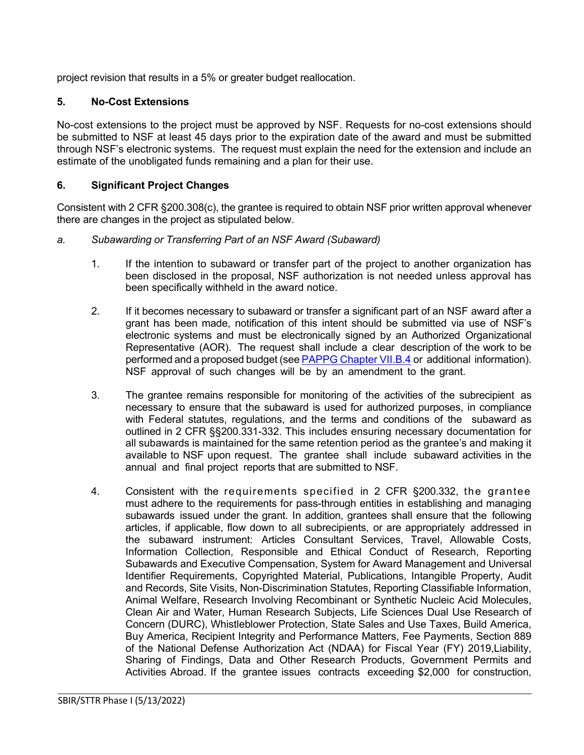project revision that results in a 5% or greater budget reallocation.

### 5. No-Cost Extensions

No-cost extensions to the project must be approved by NSF. Requests for no-cost extensions should be submitted to NSF at least 45 days prior to the expiration date of the award and must be submitted through NSF's electronic systems. The request must explain the need for the extension and include an estimate of the unobligated funds remaining and a plan for their use.

### 6. Significant Project Changes

Consistent with 2 CFR §200.308(c), the grantee is required to obtain NSF prior written approval whenever there are changes in the project as stipulated below.

*a. Subawarding or Transferring Part of an NSF Award (Subaward)*

1. If the intention to subaward or transfer part of the project to another organization has been disclosed in the proposal, NSF authorization is not needed unless approval has been specifically withheld in the award notice.

2. If it becomes necessary to subaward or transfer a significant part of an NSF award after a grant has been made, notification of this intent should be submitted via use of NSF's electronic systems and must be electronically signed by an Authorized Organizational Representative (AOR). The request shall include a clear description of the work to be performed and a proposed budget (see PAPPG Chapter VII.B.4 or additional information). NSF approval of such changes will be by an amendment to the grant.

3. The grantee remains responsible for monitoring of the activities of the subrecipient as necessary to ensure that the subaward is used for authorized purposes, in compliance with Federal statutes, regulations, and the terms and conditions of the subaward as outlined in 2 CFR §§200.331-332. This includes ensuring necessary documentation for all subawards is maintained for the same retention period as the grantee's and making it available to NSF upon request. The grantee shall include subaward activities in the annual and final project reports that are submitted to NSF.

4. Consistent with the requirements specified in 2 CFR §200.332, the grantee must adhere to the requirements for pass-through entities in establishing and managing subawards issued under the grant. In addition, grantees shall ensure that the following articles, if applicable, flow down to all subrecipients, or are appropriately addressed in the subaward instrument: Articles Consultant Services, Travel, Allowable Costs, Information Collection, Responsible and Ethical Conduct of Research, Reporting Subawards and Executive Compensation, System for Award Management and Universal Identifier Requirements, Copyrighted Material, Publications, Intangible Property, Audit and Records, Site Visits, Non-Discrimination Statutes, Reporting Classifiable Information, Animal Welfare, Research Involving Recombinant or Synthetic Nucleic Acid Molecules, Clean Air and Water, Human Research Subjects, Life Sciences Dual Use Research of Concern (DURC), Whistleblower Protection, State Sales and Use Taxes, Build America, Buy America, Recipient Integrity and Performance Matters, Fee Payments, Section 889 of the National Defense Authorization Act (NDAA) for Fiscal Year (FY) 2019,Liability, Sharing of Findings, Data and Other Research Products, Government Permits and Activities Abroad. If the grantee issues contracts exceeding $2,000 for construction,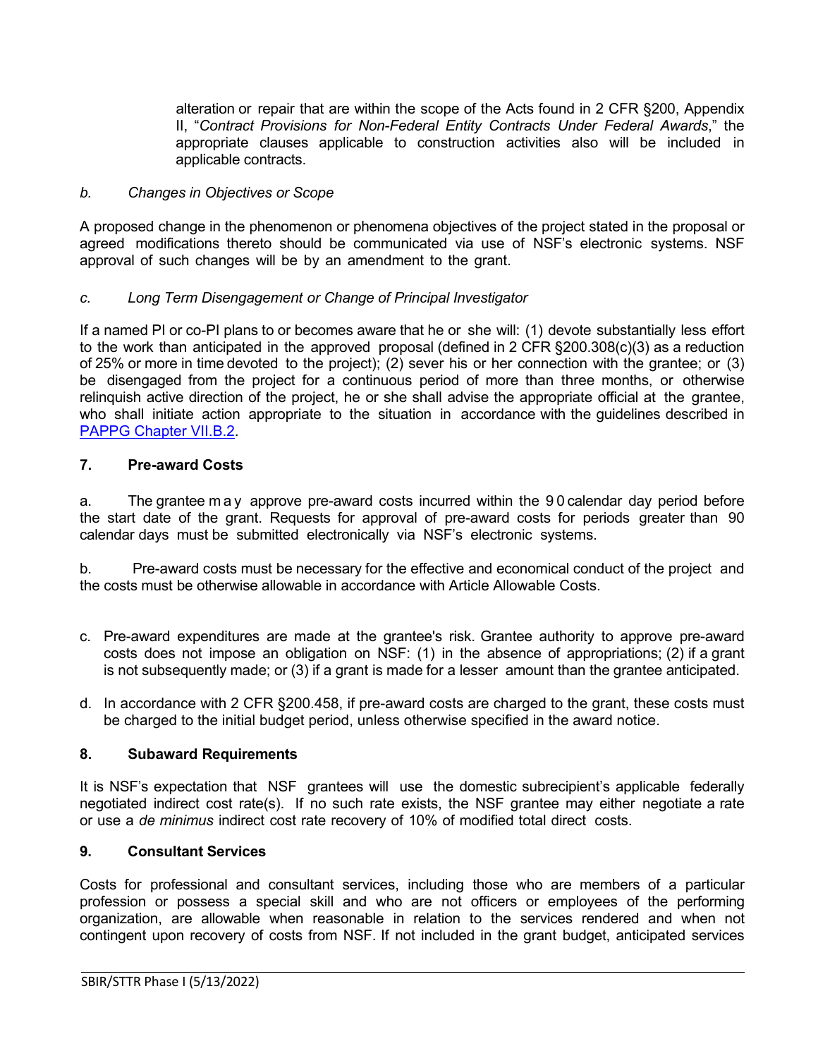alteration or repair that are within the scope of the Acts found in 2 CFR §200, Appendix II, "*Contract Provisions for Non-Federal Entity Contracts Under Federal Awards*," the appropriate clauses applicable to construction activities also will be included in applicable contracts.

*b. Changes in Objectives or Scope*

A proposed change in the phenomenon or phenomena objectives of the project stated in the proposal or agreed modifications thereto should be communicated via use of NSF's electronic systems. NSF approval of such changes will be by an amendment to the grant.

*c. Long Term Disengagement or Change of Principal Investigator*

If a named PI or co-PI plans to or becomes aware that he or she will: (1) devote substantially less effort to the work than anticipated in the approved proposal (defined in 2 CFR §200.308(c)(3) as a reduction of 25% or more in time devoted to the project); (2) sever his or her connection with the grantee; or (3) be disengaged from the project for a continuous period of more than three months, or otherwise relinquish active direction of the project, he or she shall advise the appropriate official at the grantee, who shall initiate action appropriate to the situation in accordance with the guidelines described in PAPPG Chapter VII.B.2.

## 7. Pre-award Costs

a. The grantee may approve pre-award costs incurred within the 90 calendar day period before the start date of the grant. Requests for approval of pre-award costs for periods greater than 90 calendar days must be submitted electronically via NSF's electronic systems.

b. Pre-award costs must be necessary for the effective and economical conduct of the project and the costs must be otherwise allowable in accordance with Article Allowable Costs.

c. Pre-award expenditures are made at the grantee's risk. Grantee authority to approve pre-award costs does not impose an obligation on NSF: (1) in the absence of appropriations; (2) if a grant is not subsequently made; or (3) if a grant is made for a lesser amount than the grantee anticipated.

d. In accordance with 2 CFR §200.458, if pre-award costs are charged to the grant, these costs must be charged to the initial budget period, unless otherwise specified in the award notice.

## 8. Subaward Requirements

It is NSF's expectation that NSF grantees will use the domestic subrecipient's applicable federally negotiated indirect cost rate(s). If no such rate exists, the NSF grantee may either negotiate a rate or use a *de minimus* indirect cost rate recovery of 10% of modified total direct costs.

## 9. Consultant Services

Costs for professional and consultant services, including those who are members of a particular profession or possess a special skill and who are not officers or employees of the performing organization, are allowable when reasonable in relation to the services rendered and when not contingent upon recovery of costs from NSF. If not included in the grant budget, anticipated services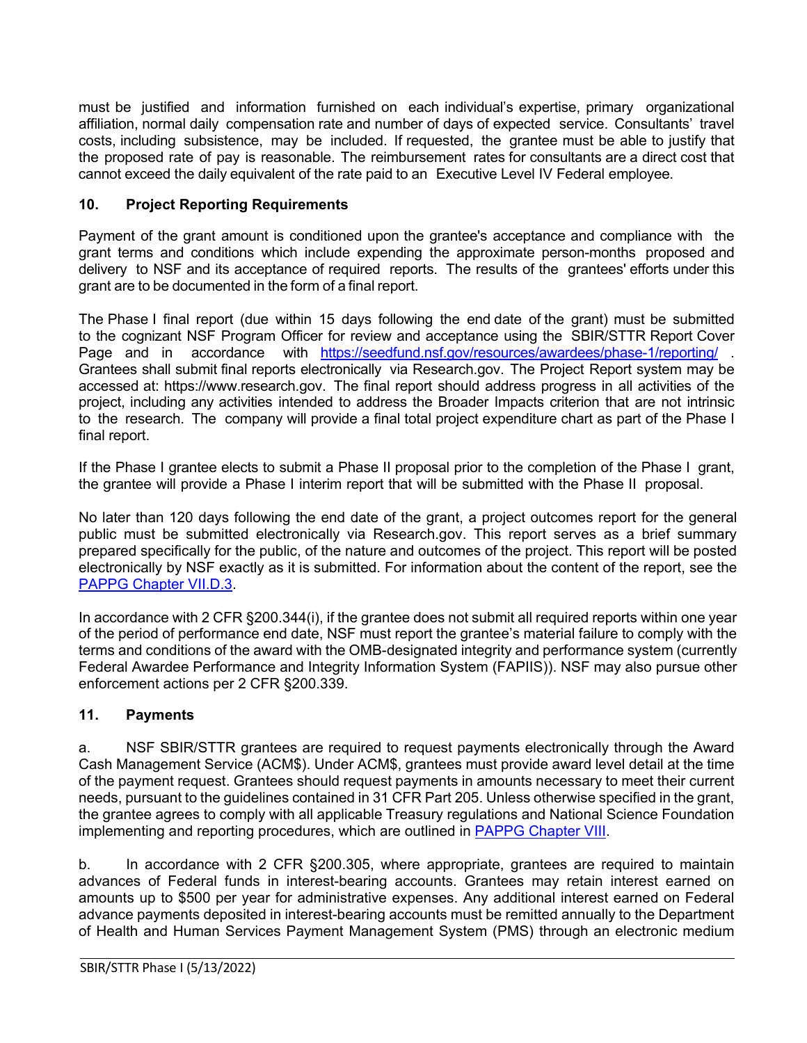must be justified and information furnished on each individual's expertise, primary organizational affiliation, normal daily compensation rate and number of days of expected service. Consultants' travel costs, including subsistence, may be included. If requested, the grantee must be able to justify that the proposed rate of pay is reasonable. The reimbursement rates for consultants are a direct cost that cannot exceed the daily equivalent of the rate paid to an Executive Level IV Federal employee.

### 10. Project Reporting Requirements

Payment of the grant amount is conditioned upon the grantee's acceptance and compliance with the grant terms and conditions which include expending the approximate person-months proposed and delivery to NSF and its acceptance of required reports. The results of the grantees' efforts under this grant are to be documented in the form of a final report.

The Phase I final report (due within 15 days following the end date of the grant) must be submitted to the cognizant NSF Program Officer for review and acceptance using the SBIR/STTR Report Cover Page and in accordance with [https://seedfund.nsf.gov/resources/awardees/phase-1/reporting/](https://seedfund.nsf.gov/resources/awardees/phase-1/reporting/) . Grantees shall submit final reports electronically via Research.gov. The Project Report system may be accessed at: https://www.research.gov. The final report should address progress in all activities of the project, including any activities intended to address the Broader Impacts criterion that are not intrinsic to the research. The company will provide a final total project expenditure chart as part of the Phase I final report.

If the Phase I grantee elects to submit a Phase II proposal prior to the completion of the Phase I grant, the grantee will provide a Phase I interim report that will be submitted with the Phase II proposal.

No later than 120 days following the end date of the grant, a project outcomes report for the general public must be submitted electronically via Research.gov. This report serves as a brief summary prepared specifically for the public, of the nature and outcomes of the project. This report will be posted electronically by NSF exactly as it is submitted. For information about the content of the report, see the PAPPG Chapter VII.D.3.

In accordance with 2 CFR §200.344(i), if the grantee does not submit all required reports within one year of the period of performance end date, NSF must report the grantee's material failure to comply with the terms and conditions of the award with the OMB-designated integrity and performance system (currently Federal Awardee Performance and Integrity Information System (FAPIIS)). NSF may also pursue other enforcement actions per 2 CFR §200.339.

### 11. Payments

a. NSF SBIR/STTR grantees are required to request payments electronically through the Award Cash Management Service (ACM$). Under ACM$, grantees must provide award level detail at the time of the payment request. Grantees should request payments in amounts necessary to meet their current needs, pursuant to the guidelines contained in 31 CFR Part 205. Unless otherwise specified in the grant, the grantee agrees to comply with all applicable Treasury regulations and National Science Foundation implementing and reporting procedures, which are outlined in PAPPG Chapter VIII.

b. In accordance with 2 CFR §200.305, where appropriate, grantees are required to maintain advances of Federal funds in interest-bearing accounts. Grantees may retain interest earned on amounts up to $500 per year for administrative expenses. Any additional interest earned on Federal advance payments deposited in interest-bearing accounts must be remitted annually to the Department of Health and Human Services Payment Management System (PMS) through an electronic medium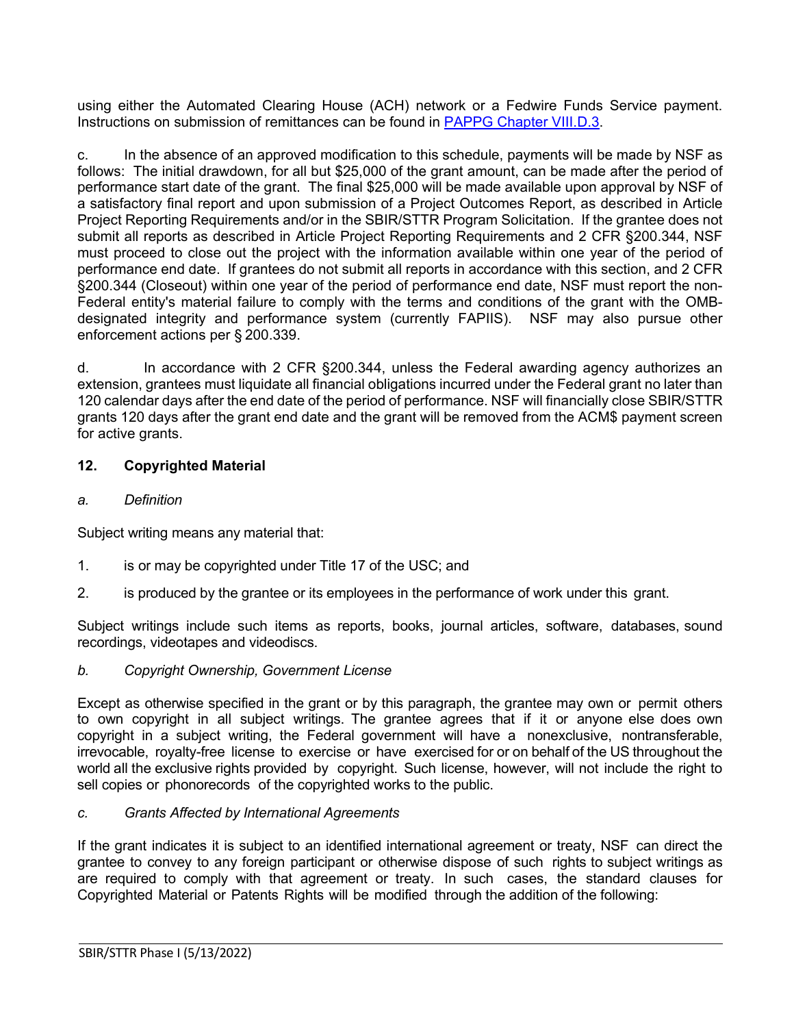using either the Automated Clearing House (ACH) network or a Fedwire Funds Service payment. Instructions on submission of remittances can be found in [PAPPG Chapter VIII.D.3](#).

c. In the absence of an approved modification to this schedule, payments will be made by NSF as follows: The initial drawdown, for all but $25,000 of the grant amount, can be made after the period of performance start date of the grant. The final $25,000 will be made available upon approval by NSF of a satisfactory final report and upon submission of a Project Outcomes Report, as described in Article Project Reporting Requirements and/or in the SBIR/STTR Program Solicitation. If the grantee does not submit all reports as described in Article Project Reporting Requirements and 2 CFR §200.344, NSF must proceed to close out the project with the information available within one year of the period of performance end date. If grantees do not submit all reports in accordance with this section, and 2 CFR §200.344 (Closeout) within one year of the period of performance end date, NSF must report the non-Federal entity's material failure to comply with the terms and conditions of the grant with the OMB-designated integrity and performance system (currently FAPIIS). NSF may also pursue other enforcement actions per § 200.339.

d. In accordance with 2 CFR §200.344, unless the Federal awarding agency authorizes an extension, grantees must liquidate all financial obligations incurred under the Federal grant no later than 120 calendar days after the end date of the period of performance. NSF will financially close SBIR/STTR grants 120 days after the grant end date and the grant will be removed from the ACM$ payment screen for active grants.

## 12. Copyrighted Material

*a. Definition*

Subject writing means any material that:

1. is or may be copyrighted under Title 17 of the USC; and
2. is produced by the grantee or its employees in the performance of work under this grant.

Subject writings include such items as reports, books, journal articles, software, databases, sound recordings, videotapes and videodiscs.

*b. Copyright Ownership, Government License*

Except as otherwise specified in the grant or by this paragraph, the grantee may own or permit others to own copyright in all subject writings. The grantee agrees that if it or anyone else does own copyright in a subject writing, the Federal government will have a nonexclusive, nontransferable, irrevocable, royalty-free license to exercise or have exercised for or on behalf of the US throughout the world all the exclusive rights provided by copyright. Such license, however, will not include the right to sell copies or phonorecords of the copyrighted works to the public.

*c. Grants Affected by International Agreements*

If the grant indicates it is subject to an identified international agreement or treaty, NSF can direct the grantee to convey to any foreign participant or otherwise dispose of such rights to subject writings as are required to comply with that agreement or treaty. In such cases, the standard clauses for Copyrighted Material or Patents Rights will be modified through the addition of the following: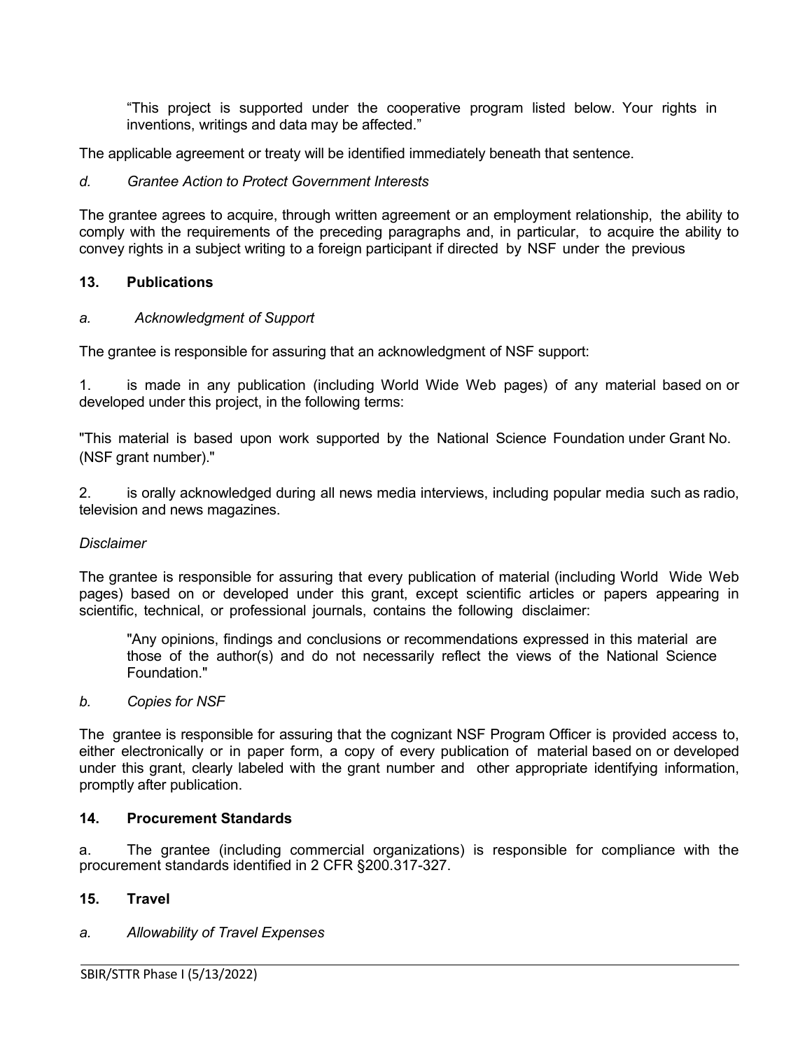> "This project is supported under the cooperative program listed below. Your rights in inventions, writings and data may be affected."

The applicable agreement or treaty will be identified immediately beneath that sentence.

*d. Grantee Action to Protect Government Interests*

The grantee agrees to acquire, through written agreement or an employment relationship, the ability to comply with the requirements of the preceding paragraphs and, in particular, to acquire the ability to convey rights in a subject writing to a foreign participant if directed by NSF under the previous

### 13. Publications

*a. Acknowledgment of Support*

The grantee is responsible for assuring that an acknowledgment of NSF support:

1. is made in any publication (including World Wide Web pages) of any material based on or developed under this project, in the following terms:

"This material is based upon work supported by the National Science Foundation under Grant No. (NSF grant number)."

2. is orally acknowledged during all news media interviews, including popular media such as radio, television and news magazines.

*Disclaimer*

The grantee is responsible for assuring that every publication of material (including World Wide Web pages) based on or developed under this grant, except scientific articles or papers appearing in scientific, technical, or professional journals, contains the following disclaimer:

> "Any opinions, findings and conclusions or recommendations expressed in this material are those of the author(s) and do not necessarily reflect the views of the National Science Foundation."

*b. Copies for NSF*

The grantee is responsible for assuring that the cognizant NSF Program Officer is provided access to, either electronically or in paper form, a copy of every publication of material based on or developed under this grant, clearly labeled with the grant number and other appropriate identifying information, promptly after publication.

### 14. Procurement Standards

a. The grantee (including commercial organizations) is responsible for compliance with the procurement standards identified in 2 CFR §200.317-327.

### 15. Travel

*a. Allowability of Travel Expenses*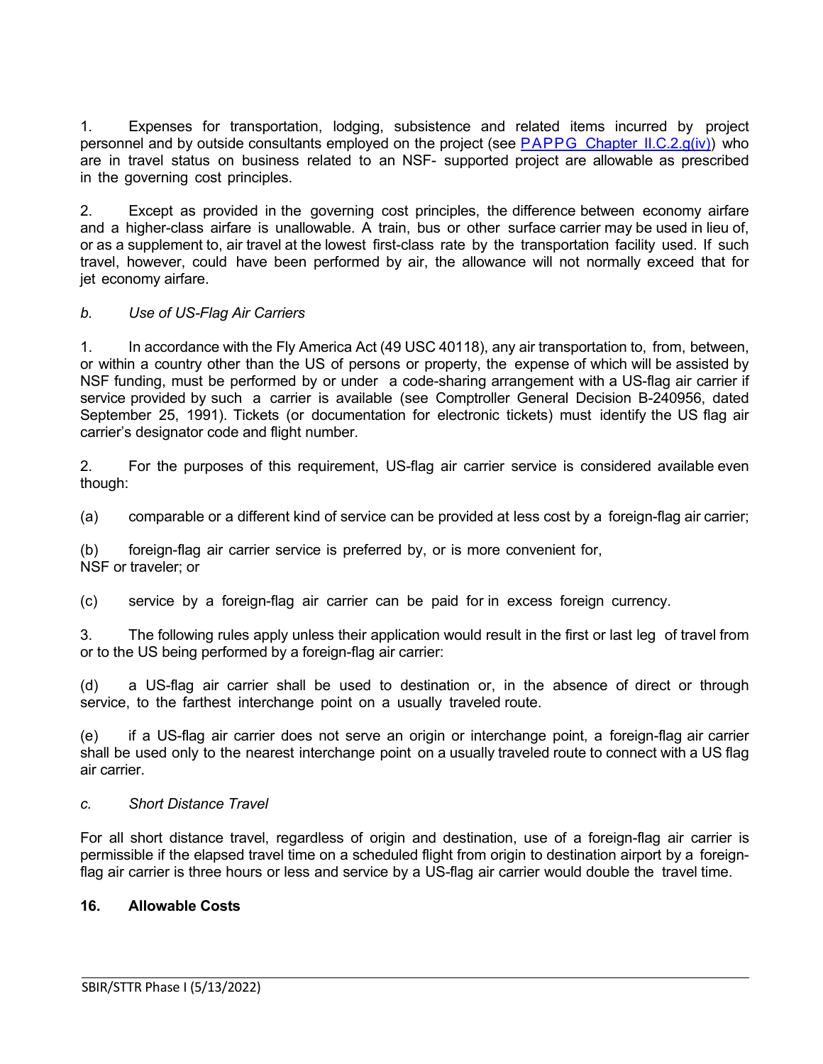1. Expenses for transportation, lodging, subsistence and related items incurred by project personnel and by outside consultants employed on the project (see [PAPPG Chapter II.C.2.g(iv)]) who are in travel status on business related to an NSF- supported project are allowable as prescribed in the governing cost principles.

2. Except as provided in the governing cost principles, the difference between economy airfare and a higher-class airfare is unallowable. A train, bus or other surface carrier may be used in lieu of, or as a supplement to, air travel at the lowest first-class rate by the transportation facility used. If such travel, however, could have been performed by air, the allowance will not normally exceed that for jet economy airfare.

*b. Use of US-Flag Air Carriers*

1. In accordance with the Fly America Act (49 USC 40118), any air transportation to, from, between, or within a country other than the US of persons or property, the expense of which will be assisted by NSF funding, must be performed by or under a code-sharing arrangement with a US-flag air carrier if service provided by such a carrier is available (see Comptroller General Decision B-240956, dated September 25, 1991). Tickets (or documentation for electronic tickets) must identify the US flag air carrier's designator code and flight number.

2. For the purposes of this requirement, US-flag air carrier service is considered available even though:

(a) comparable or a different kind of service can be provided at less cost by a foreign-flag air carrier;

(b) foreign-flag air carrier service is preferred by, or is more convenient for, NSF or traveler; or

(c) service by a foreign-flag air carrier can be paid for in excess foreign currency.

3. The following rules apply unless their application would result in the first or last leg of travel from or to the US being performed by a foreign-flag air carrier:

(d) a US-flag air carrier shall be used to destination or, in the absence of direct or through service, to the farthest interchange point on a usually traveled route.

(e) if a US-flag air carrier does not serve an origin or interchange point, a foreign-flag air carrier shall be used only to the nearest interchange point on a usually traveled route to connect with a US flag air carrier.

*c. Short Distance Travel*

For all short distance travel, regardless of origin and destination, use of a foreign-flag air carrier is permissible if the elapsed travel time on a scheduled flight from origin to destination airport by a foreign-flag air carrier is three hours or less and service by a US-flag air carrier would double the travel time.

**16. Allowable Costs**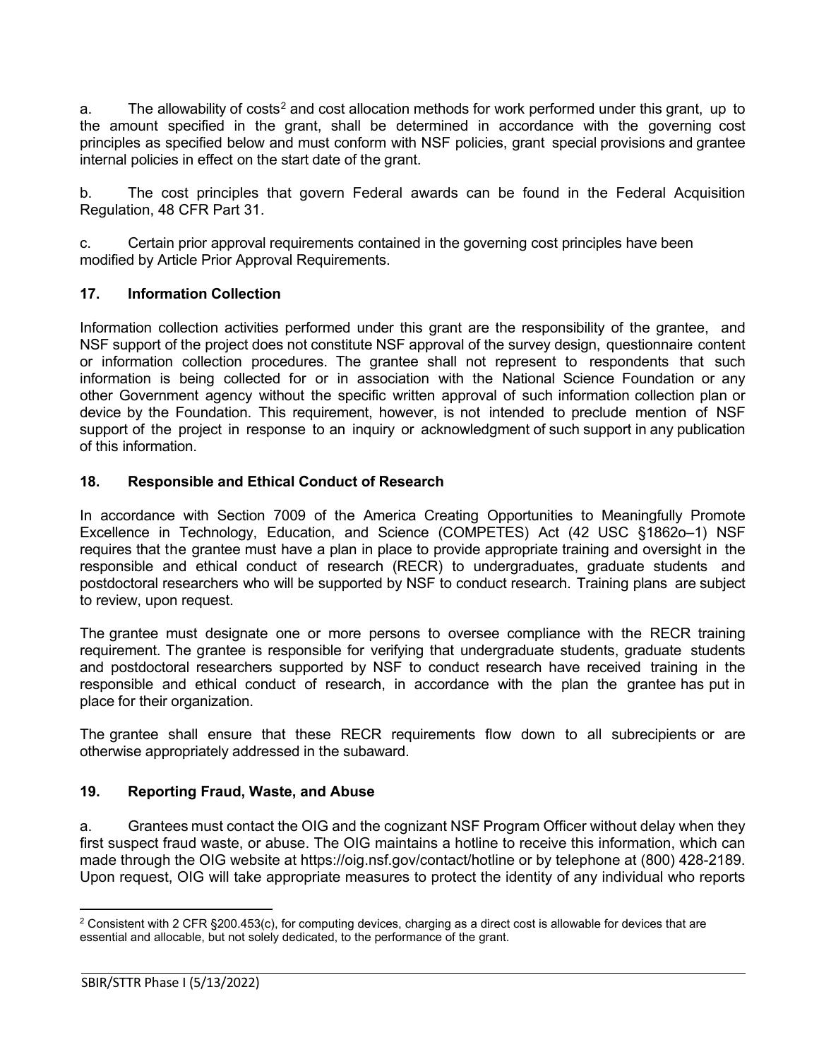a. The allowability of costs[2] and cost allocation methods for work performed under this grant, up to the amount specified in the grant, shall be determined in accordance with the governing cost principles as specified below and must conform with NSF policies, grant special provisions and grantee internal policies in effect on the start date of the grant.

b. The cost principles that govern Federal awards can be found in the Federal Acquisition Regulation, 48 CFR Part 31.

c. Certain prior approval requirements contained in the governing cost principles have been modified by Article Prior Approval Requirements.

## 17. Information Collection

Information collection activities performed under this grant are the responsibility of the grantee, and NSF support of the project does not constitute NSF approval of the survey design, questionnaire content or information collection procedures. The grantee shall not represent to respondents that such information is being collected for or in association with the National Science Foundation or any other Government agency without the specific written approval of such information collection plan or device by the Foundation. This requirement, however, is not intended to preclude mention of NSF support of the project in response to an inquiry or acknowledgment of such support in any publication of this information.

## 18. Responsible and Ethical Conduct of Research

In accordance with Section 7009 of the America Creating Opportunities to Meaningfully Promote Excellence in Technology, Education, and Science (COMPETES) Act (42 USC §1862o–1) NSF requires that the grantee must have a plan in place to provide appropriate training and oversight in the responsible and ethical conduct of research (RECR) to undergraduates, graduate students and postdoctoral researchers who will be supported by NSF to conduct research. Training plans are subject to review, upon request.

The grantee must designate one or more persons to oversee compliance with the RECR training requirement. The grantee is responsible for verifying that undergraduate students, graduate students and postdoctoral researchers supported by NSF to conduct research have received training in the responsible and ethical conduct of research, in accordance with the plan the grantee has put in place for their organization.

The grantee shall ensure that these RECR requirements flow down to all subrecipients or are otherwise appropriately addressed in the subaward.

## 19. Reporting Fraud, Waste, and Abuse

a. Grantees must contact the OIG and the cognizant NSF Program Officer without delay when they first suspect fraud waste, or abuse. The OIG maintains a hotline to receive this information, which can made through the OIG website at https://oig.nsf.gov/contact/hotline or by telephone at (800) 428-2189. Upon request, OIG will take appropriate measures to protect the identity of any individual who reports

[2] Consistent with 2 CFR §200.453(c), for computing devices, charging as a direct cost is allowable for devices that are essential and allocable, but not solely dedicated, to the performance of the grant.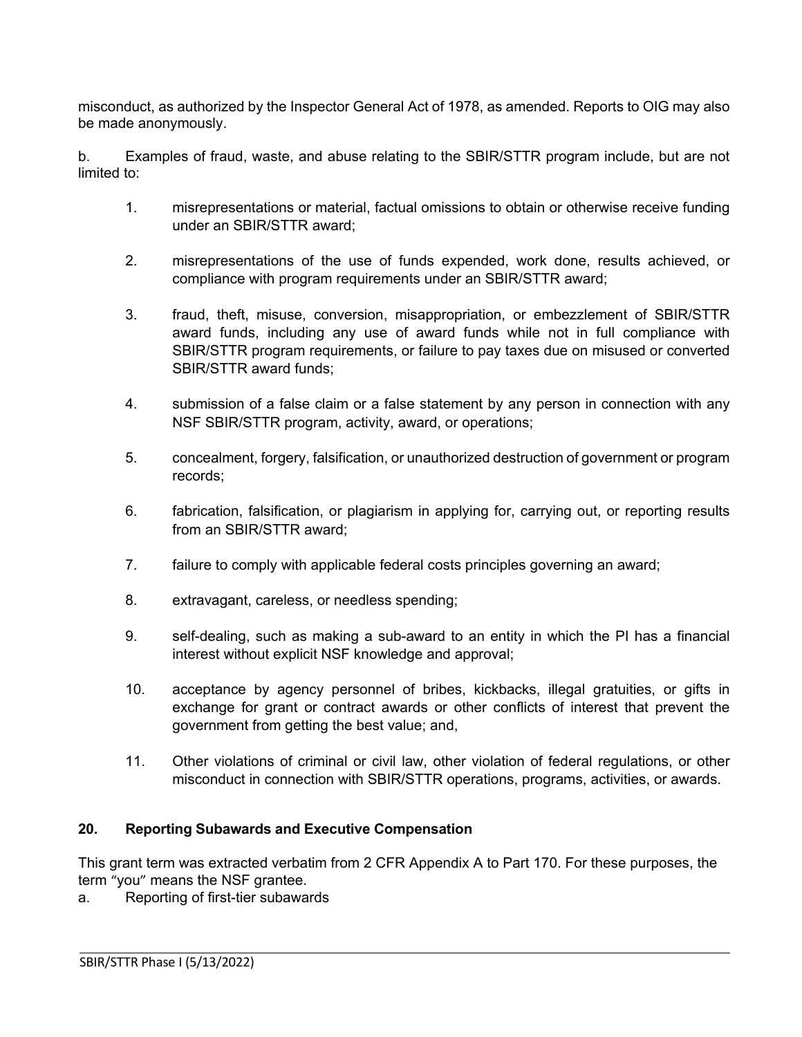misconduct, as authorized by the Inspector General Act of 1978, as amended. Reports to OIG may also be made anonymously.

b. Examples of fraud, waste, and abuse relating to the SBIR/STTR program include, but are not limited to:

1. misrepresentations or material, factual omissions to obtain or otherwise receive funding under an SBIR/STTR award;

2. misrepresentations of the use of funds expended, work done, results achieved, or compliance with program requirements under an SBIR/STTR award;

3. fraud, theft, misuse, conversion, misappropriation, or embezzlement of SBIR/STTR award funds, including any use of award funds while not in full compliance with SBIR/STTR program requirements, or failure to pay taxes due on misused or converted SBIR/STTR award funds;

4. submission of a false claim or a false statement by any person in connection with any NSF SBIR/STTR program, activity, award, or operations;

5. concealment, forgery, falsification, or unauthorized destruction of government or program records;

6. fabrication, falsification, or plagiarism in applying for, carrying out, or reporting results from an SBIR/STTR award;

7. failure to comply with applicable federal costs principles governing an award;

8. extravagant, careless, or needless spending;

9. self-dealing, such as making a sub-award to an entity in which the PI has a financial interest without explicit NSF knowledge and approval;

10. acceptance by agency personnel of bribes, kickbacks, illegal gratuities, or gifts in exchange for grant or contract awards or other conflicts of interest that prevent the government from getting the best value; and,

11. Other violations of criminal or civil law, other violation of federal regulations, or other misconduct in connection with SBIR/STTR operations, programs, activities, or awards.

## 20. Reporting Subawards and Executive Compensation

This grant term was extracted verbatim from 2 CFR Appendix A to Part 170. For these purposes, the term "you" means the NSF grantee.

a. Reporting of first-tier subawards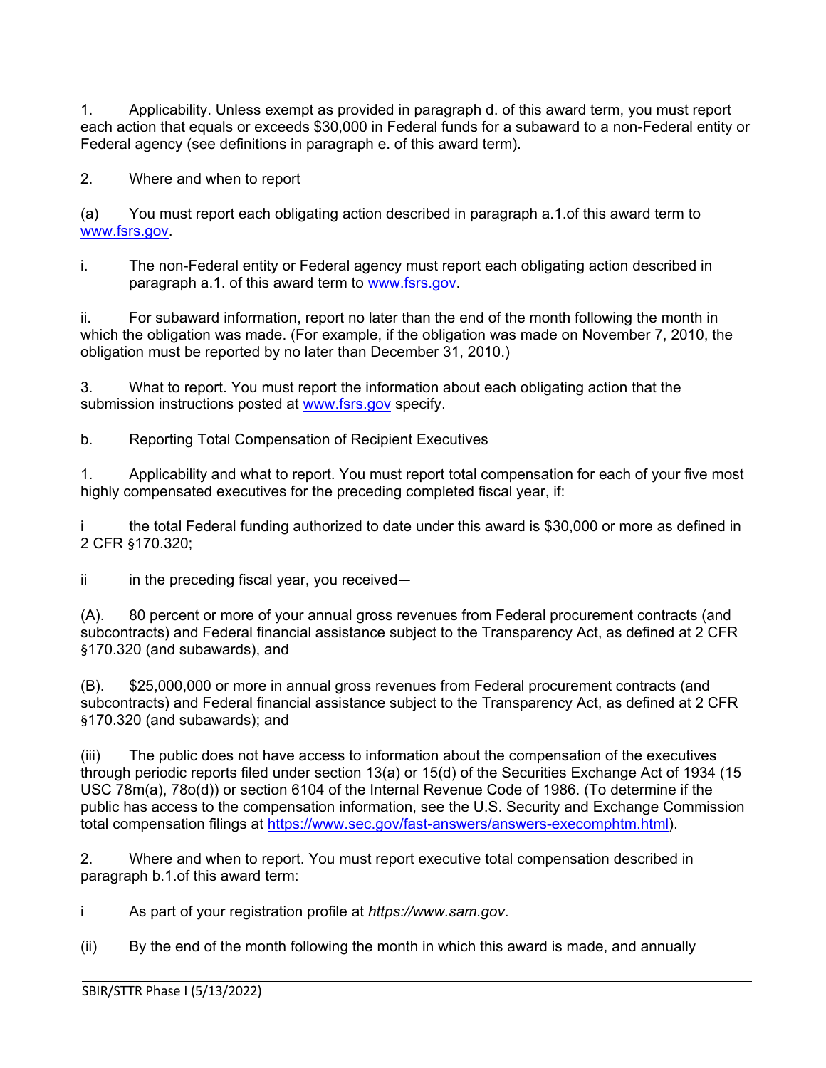1. Applicability. Unless exempt as provided in paragraph d. of this award term, you must report each action that equals or exceeds $30,000 in Federal funds for a subaward to a non-Federal entity or Federal agency (see definitions in paragraph e. of this award term).

2. Where and when to report

(a) You must report each obligating action described in paragraph a.1.of this award term to www.fsrs.gov.

i. The non-Federal entity or Federal agency must report each obligating action described in paragraph a.1. of this award term to www.fsrs.gov.

ii. For subaward information, report no later than the end of the month following the month in which the obligation was made. (For example, if the obligation was made on November 7, 2010, the obligation must be reported by no later than December 31, 2010.)

3. What to report. You must report the information about each obligating action that the submission instructions posted at www.fsrs.gov specify.

b. Reporting Total Compensation of Recipient Executives

1. Applicability and what to report. You must report total compensation for each of your five most highly compensated executives for the preceding completed fiscal year, if:

i the total Federal funding authorized to date under this award is $30,000 or more as defined in 2 CFR §170.320;

ii in the preceding fiscal year, you received—

(A). 80 percent or more of your annual gross revenues from Federal procurement contracts (and subcontracts) and Federal financial assistance subject to the Transparency Act, as defined at 2 CFR §170.320 (and subawards), and

(B). $25,000,000 or more in annual gross revenues from Federal procurement contracts (and subcontracts) and Federal financial assistance subject to the Transparency Act, as defined at 2 CFR §170.320 (and subawards); and

(iii) The public does not have access to information about the compensation of the executives through periodic reports filed under section 13(a) or 15(d) of the Securities Exchange Act of 1934 (15 USC 78m(a), 78o(d)) or section 6104 of the Internal Revenue Code of 1986. (To determine if the public has access to the compensation information, see the U.S. Security and Exchange Commission total compensation filings at https://www.sec.gov/fast-answers/answers-execomphtm.html).

2. Where and when to report. You must report executive total compensation described in paragraph b.1.of this award term:

i As part of your registration profile at *https://www.sam.gov*.

(ii) By the end of the month following the month in which this award is made, and annually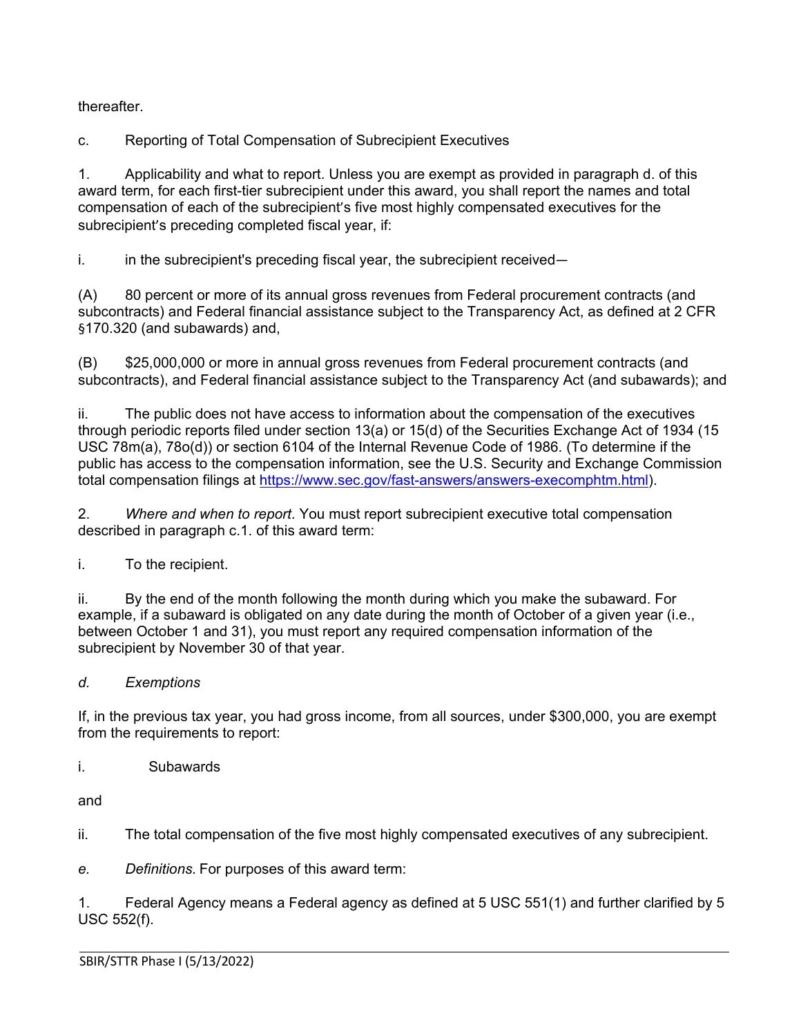thereafter.

c. Reporting of Total Compensation of Subrecipient Executives

1. Applicability and what to report. Unless you are exempt as provided in paragraph d. of this award term, for each first-tier subrecipient under this award, you shall report the names and total compensation of each of the subrecipient's five most highly compensated executives for the subrecipient's preceding completed fiscal year, if:

i. in the subrecipient's preceding fiscal year, the subrecipient received—

(A) 80 percent or more of its annual gross revenues from Federal procurement contracts (and subcontracts) and Federal financial assistance subject to the Transparency Act, as defined at 2 CFR §170.320 (and subawards) and,

(B) $25,000,000 or more in annual gross revenues from Federal procurement contracts (and subcontracts), and Federal financial assistance subject to the Transparency Act (and subawards); and

ii. The public does not have access to information about the compensation of the executives through periodic reports filed under section 13(a) or 15(d) of the Securities Exchange Act of 1934 (15 USC 78m(a), 78o(d)) or section 6104 of the Internal Revenue Code of 1986. (To determine if the public has access to the compensation information, see the U.S. Security and Exchange Commission total compensation filings at [https://www.sec.gov/fast-answers/answers-execomphtm.html](https://www.sec.gov/fast-answers/answers-execomphtm.html)).

2. *Where and when to report*. You must report subrecipient executive total compensation described in paragraph c.1. of this award term:

i. To the recipient.

ii. By the end of the month following the month during which you make the subaward. For example, if a subaward is obligated on any date during the month of October of a given year (i.e., between October 1 and 31), you must report any required compensation information of the subrecipient by November 30 of that year.

*d. Exemptions*

If, in the previous tax year, you had gross income, from all sources, under $300,000, you are exempt from the requirements to report:

i. Subawards

and

ii. The total compensation of the five most highly compensated executives of any subrecipient.

*e. Definitions.* For purposes of this award term:

1. Federal Agency means a Federal agency as defined at 5 USC 551(1) and further clarified by 5 USC 552(f).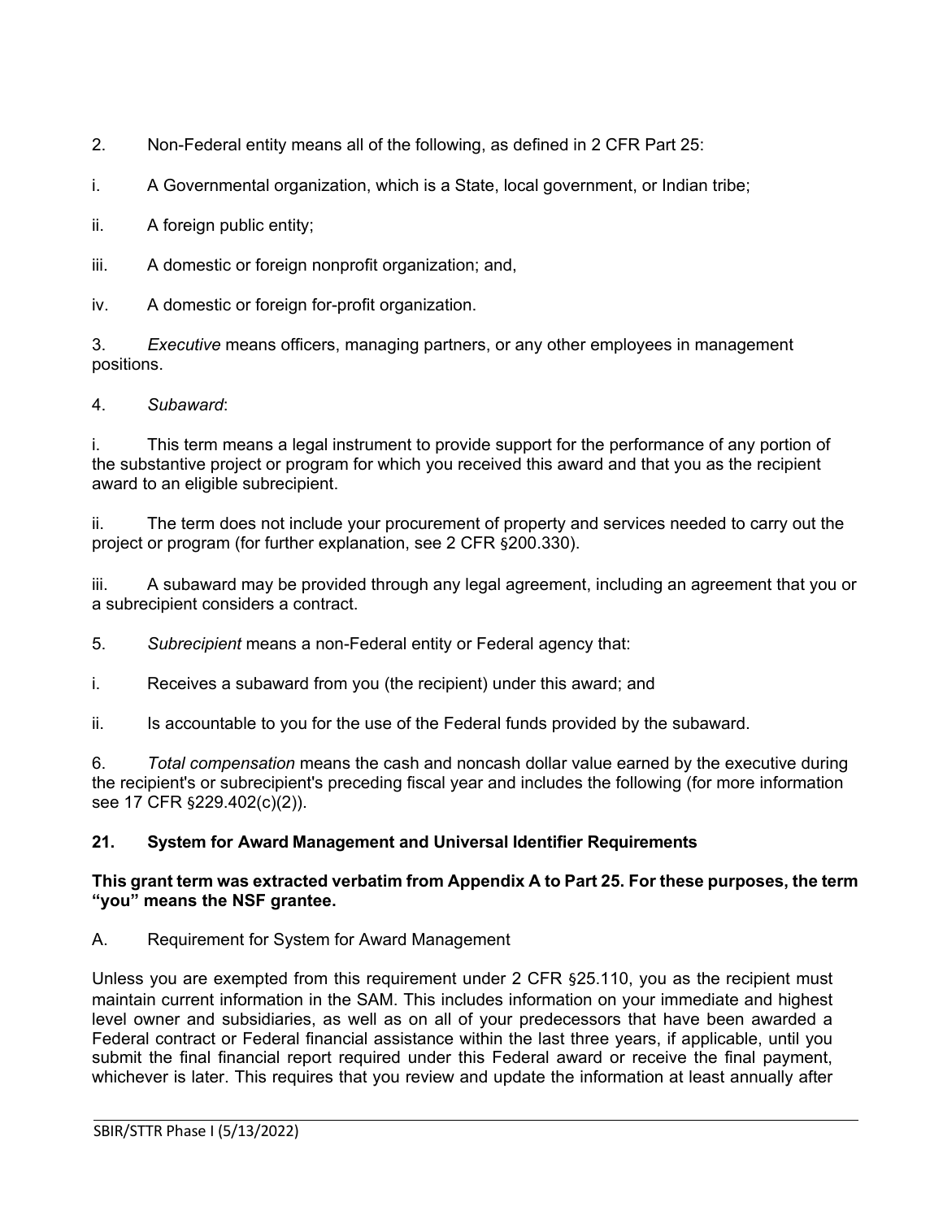2. Non-Federal entity means all of the following, as defined in 2 CFR Part 25:

i. A Governmental organization, which is a State, local government, or Indian tribe;

ii. A foreign public entity;

iii. A domestic or foreign nonprofit organization; and,

iv. A domestic or foreign for-profit organization.

3. *Executive* means officers, managing partners, or any other employees in management positions.

4. *Subaward*:

i. This term means a legal instrument to provide support for the performance of any portion of the substantive project or program for which you received this award and that you as the recipient award to an eligible subrecipient.

ii. The term does not include your procurement of property and services needed to carry out the project or program (for further explanation, see 2 CFR §200.330).

iii. A subaward may be provided through any legal agreement, including an agreement that you or a subrecipient considers a contract.

5. *Subrecipient* means a non-Federal entity or Federal agency that:

i. Receives a subaward from you (the recipient) under this award; and

ii. Is accountable to you for the use of the Federal funds provided by the subaward.

6. *Total compensation* means the cash and noncash dollar value earned by the executive during the recipient's or subrecipient's preceding fiscal year and includes the following (for more information see 17 CFR §229.402(c)(2)).

**21. System for Award Management and Universal Identifier Requirements**

**This grant term was extracted verbatim from Appendix A to Part 25. For these purposes, the term "you" means the NSF grantee.**

A. Requirement for System for Award Management

Unless you are exempted from this requirement under 2 CFR §25.110, you as the recipient must maintain current information in the SAM. This includes information on your immediate and highest level owner and subsidiaries, as well as on all of your predecessors that have been awarded a Federal contract or Federal financial assistance within the last three years, if applicable, until you submit the final financial report required under this Federal award or receive the final payment, whichever is later. This requires that you review and update the information at least annually after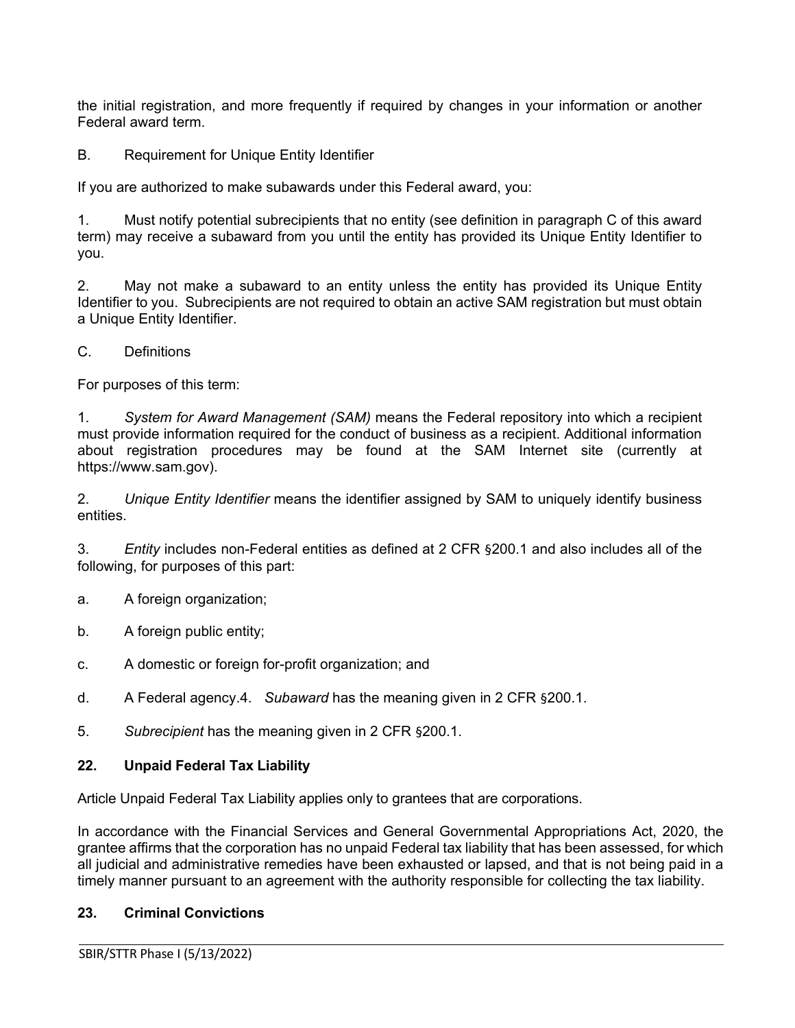the initial registration, and more frequently if required by changes in your information or another Federal award term.

B. Requirement for Unique Entity Identifier

If you are authorized to make subawards under this Federal award, you:

1. Must notify potential subrecipients that no entity (see definition in paragraph C of this award term) may receive a subaward from you until the entity has provided its Unique Entity Identifier to you.

2. May not make a subaward to an entity unless the entity has provided its Unique Entity Identifier to you. Subrecipients are not required to obtain an active SAM registration but must obtain a Unique Entity Identifier.

C. Definitions

For purposes of this term:

1. *System for Award Management (SAM)* means the Federal repository into which a recipient must provide information required for the conduct of business as a recipient. Additional information about registration procedures may be found at the SAM Internet site (currently at https://www.sam.gov).

2. *Unique Entity Identifier* means the identifier assigned by SAM to uniquely identify business entities.

3. *Entity* includes non-Federal entities as defined at 2 CFR §200.1 and also includes all of the following, for purposes of this part:

a. A foreign organization;

b. A foreign public entity;

c. A domestic or foreign for-profit organization; and

d. A Federal agency.4. *Subaward* has the meaning given in 2 CFR §200.1.

5. *Subrecipient* has the meaning given in 2 CFR §200.1.

## 22. Unpaid Federal Tax Liability

Article Unpaid Federal Tax Liability applies only to grantees that are corporations.

In accordance with the Financial Services and General Governmental Appropriations Act, 2020, the grantee affirms that the corporation has no unpaid Federal tax liability that has been assessed, for which all judicial and administrative remedies have been exhausted or lapsed, and that is not being paid in a timely manner pursuant to an agreement with the authority responsible for collecting the tax liability.

## 23. Criminal Convictions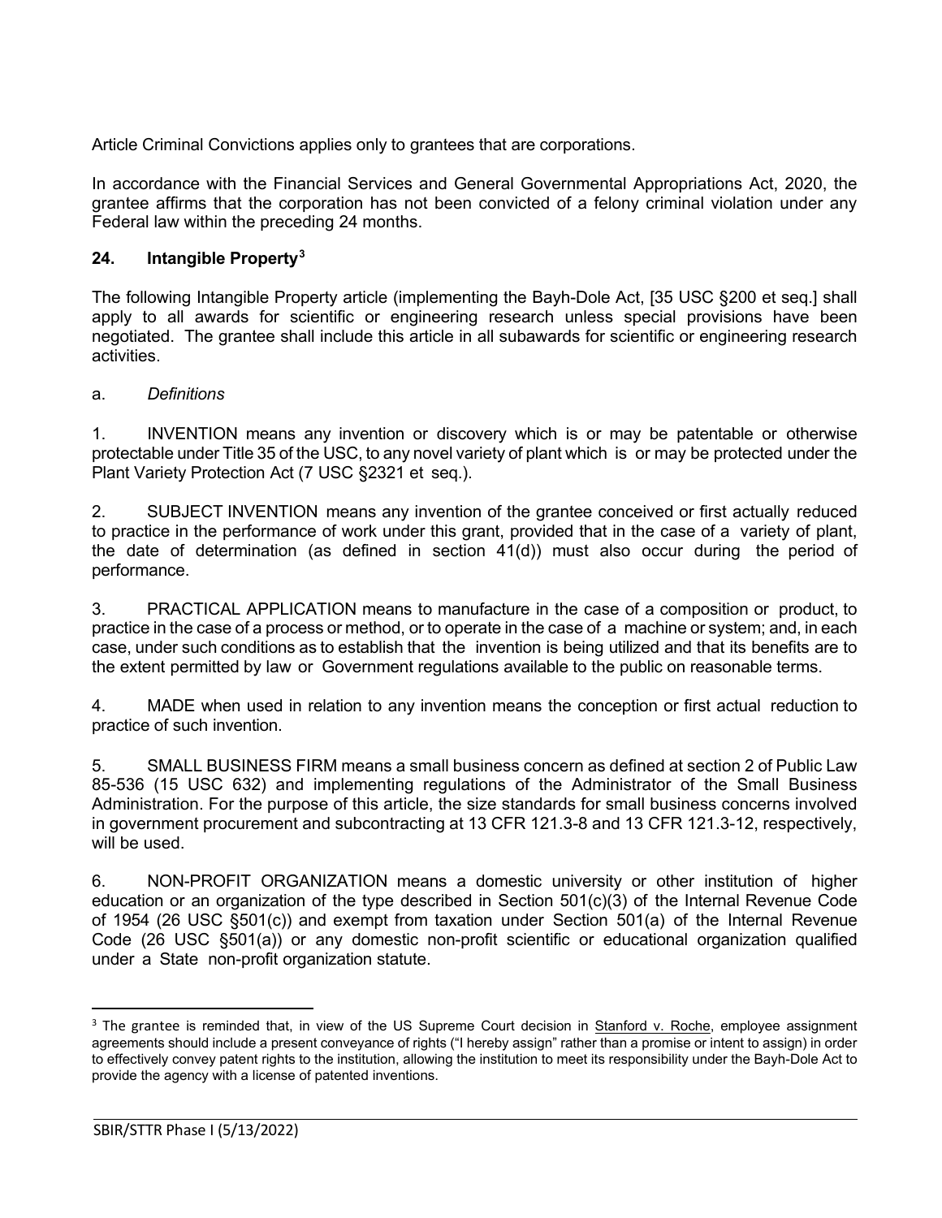Article Criminal Convictions applies only to grantees that are corporations.

In accordance with the Financial Services and General Governmental Appropriations Act, 2020, the grantee affirms that the corporation has not been convicted of a felony criminal violation under any Federal law within the preceding 24 months.

### 24. Intangible Property[3]

The following Intangible Property article (implementing the Bayh-Dole Act, [35 USC §200 et seq.] shall apply to all awards for scientific or engineering research unless special provisions have been negotiated. The grantee shall include this article in all subawards for scientific or engineering research activities.

a. *Definitions*

1. INVENTION means any invention or discovery which is or may be patentable or otherwise protectable under Title 35 of the USC, to any novel variety of plant which is or may be protected under the Plant Variety Protection Act (7 USC §2321 et seq.).

2. SUBJECT INVENTION means any invention of the grantee conceived or first actually reduced to practice in the performance of work under this grant, provided that in the case of a variety of plant, the date of determination (as defined in section 41(d)) must also occur during the period of performance.

3. PRACTICAL APPLICATION means to manufacture in the case of a composition or product, to practice in the case of a process or method, or to operate in the case of a machine or system; and, in each case, under such conditions as to establish that the invention is being utilized and that its benefits are to the extent permitted by law or Government regulations available to the public on reasonable terms.

4. MADE when used in relation to any invention means the conception or first actual reduction to practice of such invention.

5. SMALL BUSINESS FIRM means a small business concern as defined at section 2 of Public Law 85-536 (15 USC 632) and implementing regulations of the Administrator of the Small Business Administration. For the purpose of this article, the size standards for small business concerns involved in government procurement and subcontracting at 13 CFR 121.3-8 and 13 CFR 121.3-12, respectively, will be used.

6. NON-PROFIT ORGANIZATION means a domestic university or other institution of higher education or an organization of the type described in Section 501(c)(3) of the Internal Revenue Code of 1954 (26 USC §501(c)) and exempt from taxation under Section 501(a) of the Internal Revenue Code (26 USC §501(a)) or any domestic non-profit scientific or educational organization qualified under a State non-profit organization statute.

---

[3] The grantee is reminded that, in view of the US Supreme Court decision in Stanford v. Roche, employee assignment agreements should include a present conveyance of rights ("I hereby assign" rather than a promise or intent to assign) in order to effectively convey patent rights to the institution, allowing the institution to meet its responsibility under the Bayh-Dole Act to provide the agency with a license of patented inventions.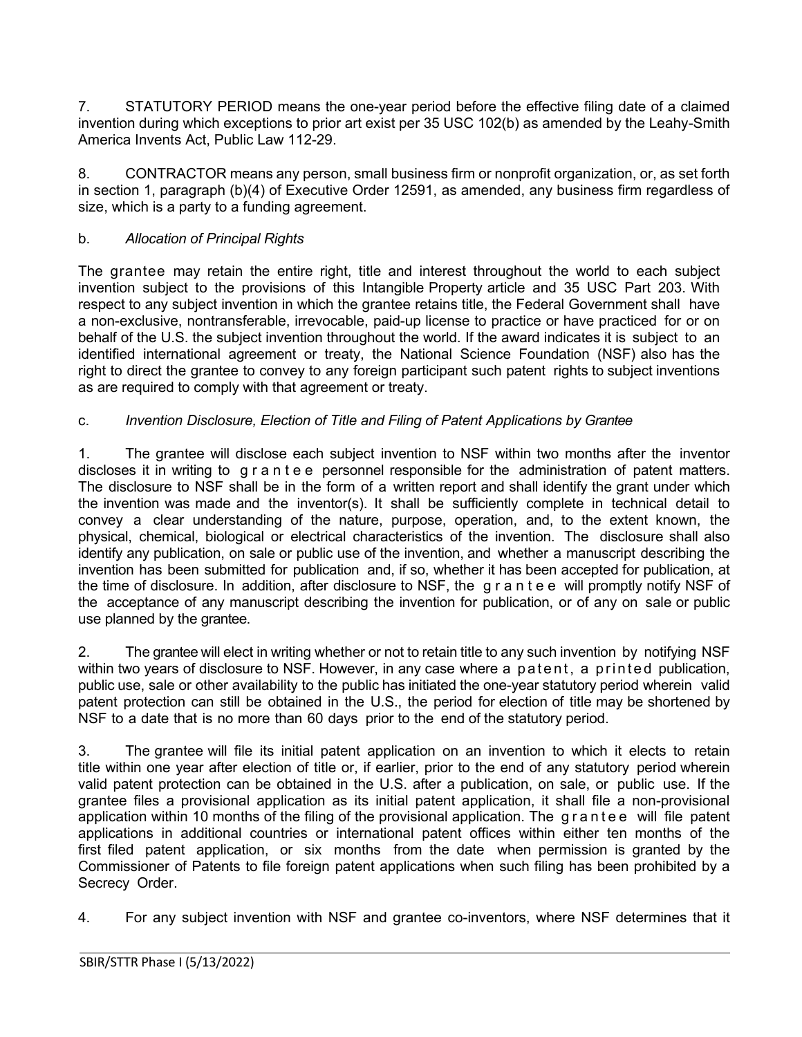7. STATUTORY PERIOD means the one-year period before the effective filing date of a claimed invention during which exceptions to prior art exist per 35 USC 102(b) as amended by the Leahy-Smith America Invents Act, Public Law 112-29.

8. CONTRACTOR means any person, small business firm or nonprofit organization, or, as set forth in section 1, paragraph (b)(4) of Executive Order 12591, as amended, any business firm regardless of size, which is a party to a funding agreement.

b. *Allocation of Principal Rights*

The grantee may retain the entire right, title and interest throughout the world to each subject invention subject to the provisions of this Intangible Property article and 35 USC Part 203. With respect to any subject invention in which the grantee retains title, the Federal Government shall have a non-exclusive, nontransferable, irrevocable, paid-up license to practice or have practiced for or on behalf of the U.S. the subject invention throughout the world. If the award indicates it is subject to an identified international agreement or treaty, the National Science Foundation (NSF) also has the right to direct the grantee to convey to any foreign participant such patent rights to subject inventions as are required to comply with that agreement or treaty.

c. *Invention Disclosure, Election of Title and Filing of Patent Applications by Grantee*

1. The grantee will disclose each subject invention to NSF within two months after the inventor discloses it in writing to grantee personnel responsible for the administration of patent matters. The disclosure to NSF shall be in the form of a written report and shall identify the grant under which the invention was made and the inventor(s). It shall be sufficiently complete in technical detail to convey a clear understanding of the nature, purpose, operation, and, to the extent known, the physical, chemical, biological or electrical characteristics of the invention. The disclosure shall also identify any publication, on sale or public use of the invention, and whether a manuscript describing the invention has been submitted for publication and, if so, whether it has been accepted for publication, at the time of disclosure. In addition, after disclosure to NSF, the grantee will promptly notify NSF of the acceptance of any manuscript describing the invention for publication, or of any on sale or public use planned by the grantee.

2. The grantee will elect in writing whether or not to retain title to any such invention by notifying NSF within two years of disclosure to NSF. However, in any case where a patent, a printed publication, public use, sale or other availability to the public has initiated the one-year statutory period wherein valid patent protection can still be obtained in the U.S., the period for election of title may be shortened by NSF to a date that is no more than 60 days prior to the end of the statutory period.

3. The grantee will file its initial patent application on an invention to which it elects to retain title within one year after election of title or, if earlier, prior to the end of any statutory period wherein valid patent protection can be obtained in the U.S. after a publication, on sale, or public use. If the grantee files a provisional application as its initial patent application, it shall file a non-provisional application within 10 months of the filing of the provisional application. The grantee will file patent applications in additional countries or international patent offices within either ten months of the first filed patent application, or six months from the date when permission is granted by the Commissioner of Patents to file foreign patent applications when such filing has been prohibited by a Secrecy Order.

4. For any subject invention with NSF and grantee co-inventors, where NSF determines that it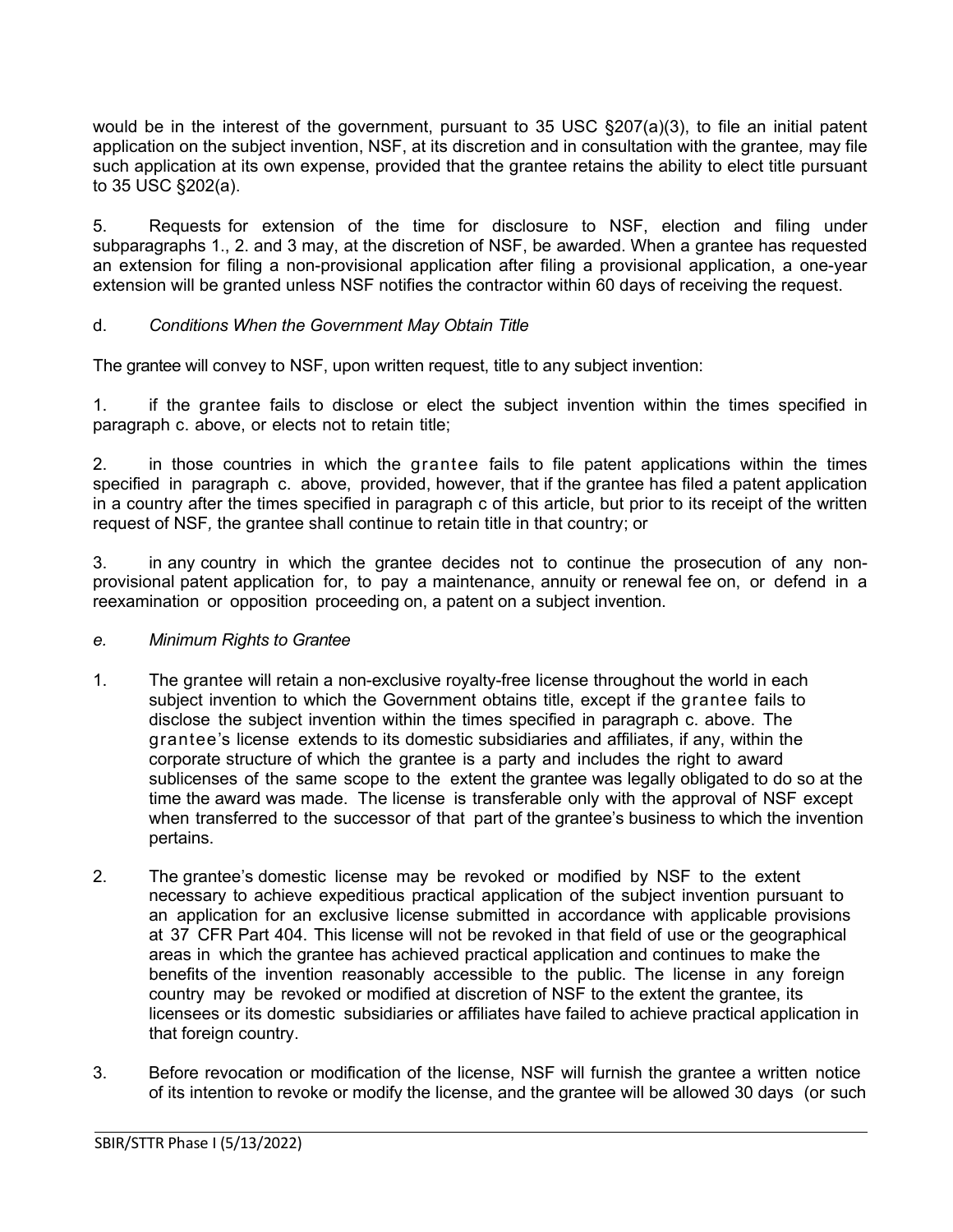would be in the interest of the government, pursuant to 35 USC §207(a)(3), to file an initial patent application on the subject invention, NSF, at its discretion and in consultation with the grantee*,* may file such application at its own expense, provided that the grantee retains the ability to elect title pursuant to 35 USC §202(a).

5. Requests for extension of the time for disclosure to NSF, election and filing under subparagraphs 1., 2. and 3 may, at the discretion of NSF, be awarded. When a grantee has requested an extension for filing a non-provisional application after filing a provisional application, a one-year extension will be granted unless NSF notifies the contractor within 60 days of receiving the request.

d. *Conditions When the Government May Obtain Title*

The grantee will convey to NSF, upon written request, title to any subject invention:

1. if the grantee fails to disclose or elect the subject invention within the times specified in paragraph c. above, or elects not to retain title;

2. in those countries in which the grantee fails to file patent applications within the times specified in paragraph c. above, provided, however, that if the grantee has filed a patent application in a country after the times specified in paragraph c of this article, but prior to its receipt of the written request of NSF*,* the grantee shall continue to retain title in that country; or

3. in any country in which the grantee decides not to continue the prosecution of any non-provisional patent application for, to pay a maintenance, annuity or renewal fee on, or defend in a reexamination or opposition proceeding on, a patent on a subject invention.

*e. Minimum Rights to Grantee*

1. The grantee will retain a non-exclusive royalty-free license throughout the world in each subject invention to which the Government obtains title, except if the grantee fails to disclose the subject invention within the times specified in paragraph c. above. The grantee's license extends to its domestic subsidiaries and affiliates, if any, within the corporate structure of which the grantee is a party and includes the right to award sublicenses of the same scope to the extent the grantee was legally obligated to do so at the time the award was made. The license is transferable only with the approval of NSF except when transferred to the successor of that part of the grantee's business to which the invention pertains.

2. The grantee's domestic license may be revoked or modified by NSF to the extent necessary to achieve expeditious practical application of the subject invention pursuant to an application for an exclusive license submitted in accordance with applicable provisions at 37 CFR Part 404. This license will not be revoked in that field of use or the geographical areas in which the grantee has achieved practical application and continues to make the benefits of the invention reasonably accessible to the public. The license in any foreign country may be revoked or modified at discretion of NSF to the extent the grantee, its licensees or its domestic subsidiaries or affiliates have failed to achieve practical application in that foreign country.

3. Before revocation or modification of the license, NSF will furnish the grantee a written notice of its intention to revoke or modify the license, and the grantee will be allowed 30 days (or such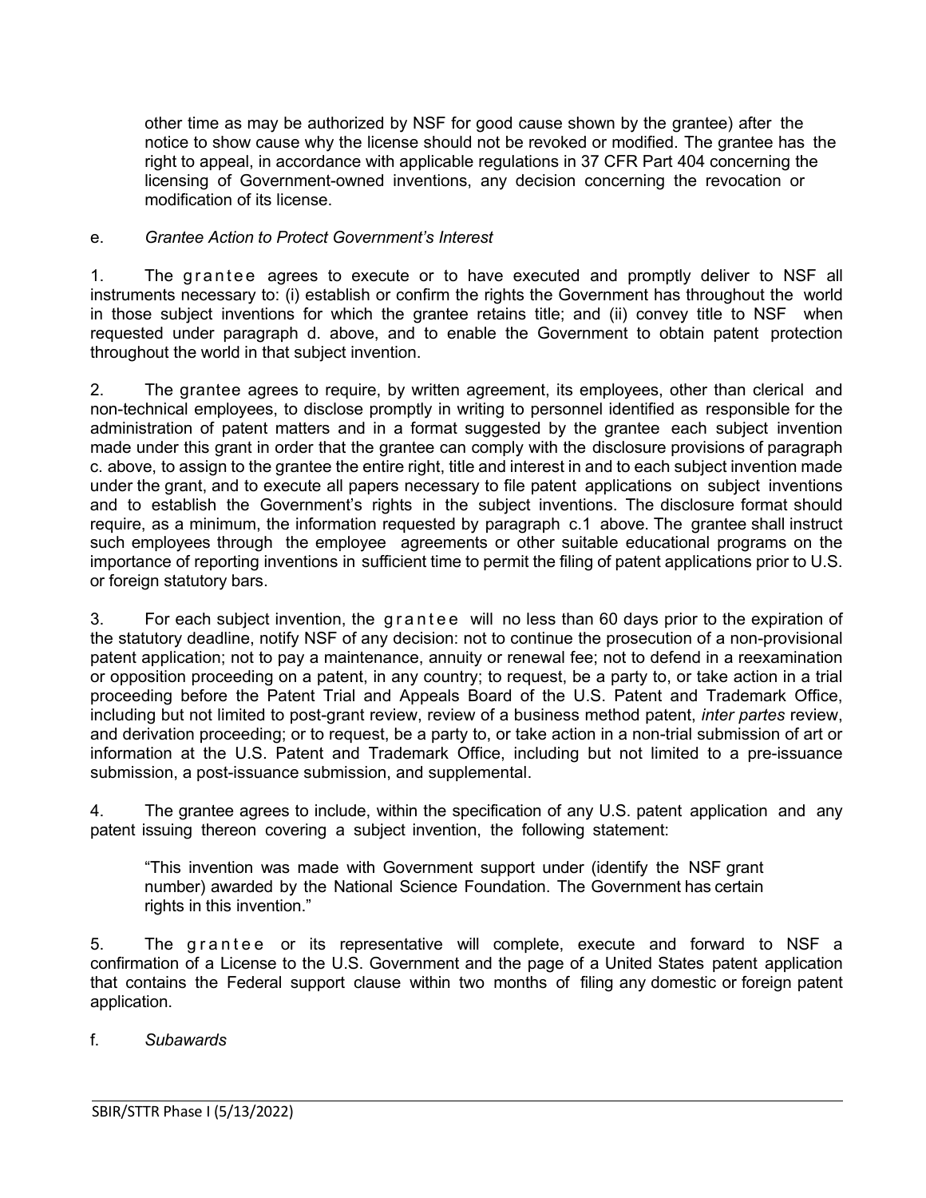other time as may be authorized by NSF for good cause shown by the grantee) after the notice to show cause why the license should not be revoked or modified. The grantee has the right to appeal, in accordance with applicable regulations in 37 CFR Part 404 concerning the licensing of Government-owned inventions, any decision concerning the revocation or modification of its license.

e. *Grantee Action to Protect Government's Interest*

1. The grantee agrees to execute or to have executed and promptly deliver to NSF all instruments necessary to: (i) establish or confirm the rights the Government has throughout the world in those subject inventions for which the grantee retains title; and (ii) convey title to NSF when requested under paragraph d. above, and to enable the Government to obtain patent protection throughout the world in that subject invention.

2. The grantee agrees to require, by written agreement, its employees, other than clerical and non-technical employees, to disclose promptly in writing to personnel identified as responsible for the administration of patent matters and in a format suggested by the grantee each subject invention made under this grant in order that the grantee can comply with the disclosure provisions of paragraph c. above, to assign to the grantee the entire right, title and interest in and to each subject invention made under the grant, and to execute all papers necessary to file patent applications on subject inventions and to establish the Government's rights in the subject inventions. The disclosure format should require, as a minimum, the information requested by paragraph c.1 above. The grantee shall instruct such employees through the employee agreements or other suitable educational programs on the importance of reporting inventions in sufficient time to permit the filing of patent applications prior to U.S. or foreign statutory bars.

3. For each subject invention, the grantee will no less than 60 days prior to the expiration of the statutory deadline, notify NSF of any decision: not to continue the prosecution of a non-provisional patent application; not to pay a maintenance, annuity or renewal fee; not to defend in a reexamination or opposition proceeding on a patent, in any country; to request, be a party to, or take action in a trial proceeding before the Patent Trial and Appeals Board of the U.S. Patent and Trademark Office, including but not limited to post-grant review, review of a business method patent, *inter partes* review, and derivation proceeding; or to request, be a party to, or take action in a non-trial submission of art or information at the U.S. Patent and Trademark Office, including but not limited to a pre-issuance submission, a post-issuance submission, and supplemental.

4. The grantee agrees to include, within the specification of any U.S. patent application and any patent issuing thereon covering a subject invention, the following statement:

> "This invention was made with Government support under (identify the NSF grant number) awarded by the National Science Foundation. The Government has certain rights in this invention."

5. The grantee or its representative will complete, execute and forward to NSF a confirmation of a License to the U.S. Government and the page of a United States patent application that contains the Federal support clause within two months of filing any domestic or foreign patent application.

f. *Subawards*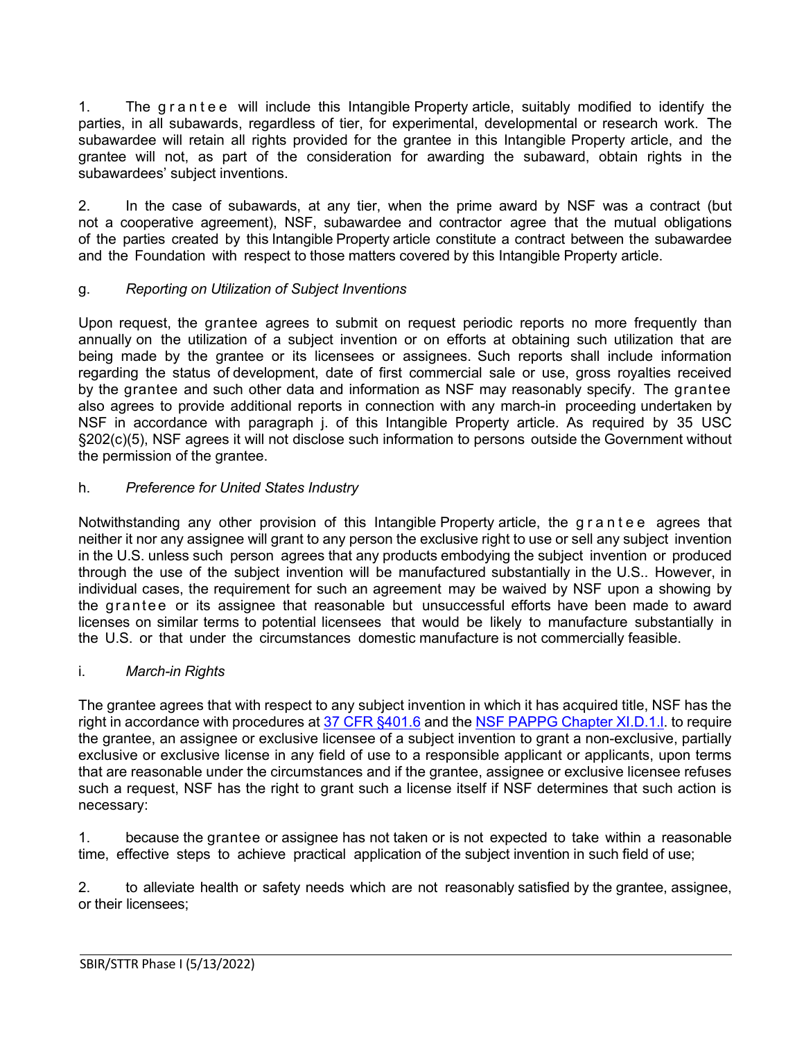1. The grantee will include this Intangible Property article, suitably modified to identify the parties, in all subawards, regardless of tier, for experimental, developmental or research work. The subawardee will retain all rights provided for the grantee in this Intangible Property article, and the grantee will not, as part of the consideration for awarding the subaward, obtain rights in the subawardees' subject inventions.

2. In the case of subawards, at any tier, when the prime award by NSF was a contract (but not a cooperative agreement), NSF, subawardee and contractor agree that the mutual obligations of the parties created by this Intangible Property article constitute a contract between the subawardee and the Foundation with respect to those matters covered by this Intangible Property article.

g. *Reporting on Utilization of Subject Inventions*

Upon request, the grantee agrees to submit on request periodic reports no more frequently than annually on the utilization of a subject invention or on efforts at obtaining such utilization that are being made by the grantee or its licensees or assignees. Such reports shall include information regarding the status of development, date of first commercial sale or use, gross royalties received by the grantee and such other data and information as NSF may reasonably specify. The grantee also agrees to provide additional reports in connection with any march-in proceeding undertaken by NSF in accordance with paragraph j. of this Intangible Property article. As required by 35 USC §202(c)(5), NSF agrees it will not disclose such information to persons outside the Government without the permission of the grantee.

h. *Preference for United States Industry*

Notwithstanding any other provision of this Intangible Property article, the grantee agrees that neither it nor any assignee will grant to any person the exclusive right to use or sell any subject invention in the U.S. unless such person agrees that any products embodying the subject invention or produced through the use of the subject invention will be manufactured substantially in the U.S.. However, in individual cases, the requirement for such an agreement may be waived by NSF upon a showing by the grantee or its assignee that reasonable but unsuccessful efforts have been made to award licenses on similar terms to potential licensees that would be likely to manufacture substantially in the U.S. or that under the circumstances domestic manufacture is not commercially feasible.

i. *March-in Rights*

The grantee agrees that with respect to any subject invention in which it has acquired title, NSF has the right in accordance with procedures at [37 CFR §401.6](#) and the [NSF PAPPG Chapter XI.D.1.l](#). to require the grantee, an assignee or exclusive licensee of a subject invention to grant a non-exclusive, partially exclusive or exclusive license in any field of use to a responsible applicant or applicants, upon terms that are reasonable under the circumstances and if the grantee, assignee or exclusive licensee refuses such a request, NSF has the right to grant such a license itself if NSF determines that such action is necessary:

1. because the grantee or assignee has not taken or is not expected to take within a reasonable time, effective steps to achieve practical application of the subject invention in such field of use;

2. to alleviate health or safety needs which are not reasonably satisfied by the grantee, assignee, or their licensees;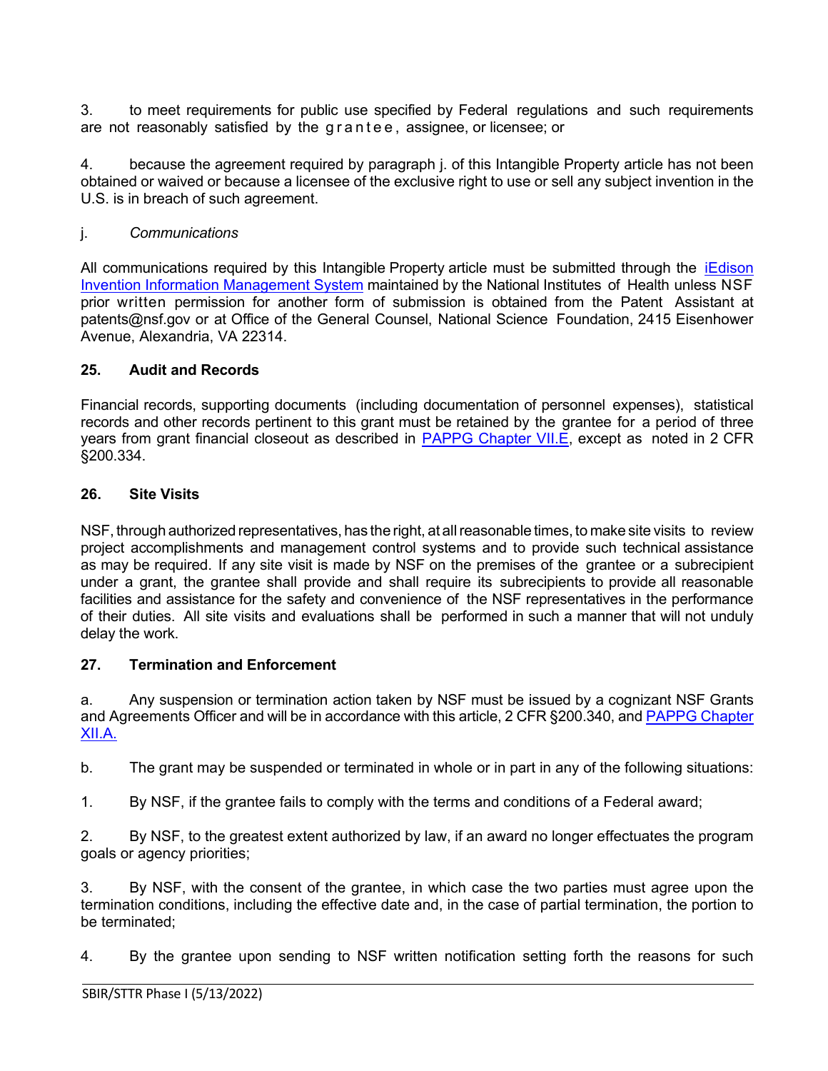3. to meet requirements for public use specified by Federal regulations and such requirements are not reasonably satisfied by the grantee, assignee, or licensee; or

4. because the agreement required by paragraph j. of this Intangible Property article has not been obtained or waived or because a licensee of the exclusive right to use or sell any subject invention in the U.S. is in breach of such agreement.

j. *Communications*

All communications required by this Intangible Property article must be submitted through the iEdison Invention Information Management System maintained by the National Institutes of Health unless NSF prior written permission for another form of submission is obtained from the Patent Assistant at patents@nsf.gov or at Office of the General Counsel, National Science Foundation, 2415 Eisenhower Avenue, Alexandria, VA 22314.

### 25. Audit and Records

Financial records, supporting documents (including documentation of personnel expenses), statistical records and other records pertinent to this grant must be retained by the grantee for a period of three years from grant financial closeout as described in PAPPG Chapter VII.E, except as noted in 2 CFR §200.334.

### 26. Site Visits

NSF, through authorized representatives, has the right, at all reasonable times, to make site visits to review project accomplishments and management control systems and to provide such technical assistance as may be required. If any site visit is made by NSF on the premises of the grantee or a subrecipient under a grant, the grantee shall provide and shall require its subrecipients to provide all reasonable facilities and assistance for the safety and convenience of the NSF representatives in the performance of their duties. All site visits and evaluations shall be performed in such a manner that will not unduly delay the work.

### 27. Termination and Enforcement

a. Any suspension or termination action taken by NSF must be issued by a cognizant NSF Grants and Agreements Officer and will be in accordance with this article, 2 CFR §200.340, and PAPPG Chapter XII.A.

b. The grant may be suspended or terminated in whole or in part in any of the following situations:

1. By NSF, if the grantee fails to comply with the terms and conditions of a Federal award;

2. By NSF, to the greatest extent authorized by law, if an award no longer effectuates the program goals or agency priorities;

3. By NSF, with the consent of the grantee, in which case the two parties must agree upon the termination conditions, including the effective date and, in the case of partial termination, the portion to be terminated;

4. By the grantee upon sending to NSF written notification setting forth the reasons for such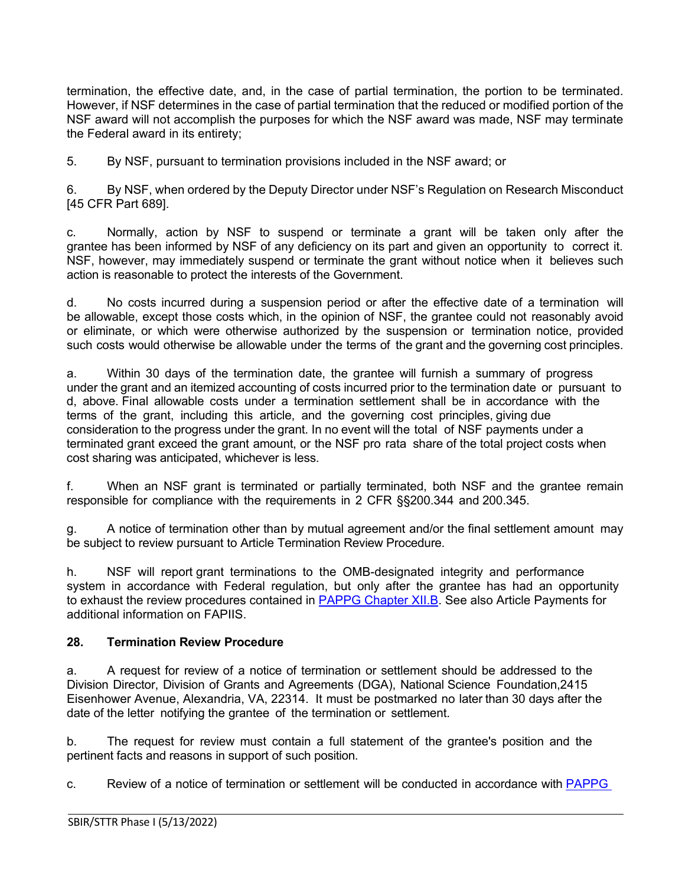termination, the effective date, and, in the case of partial termination, the portion to be terminated. However, if NSF determines in the case of partial termination that the reduced or modified portion of the NSF award will not accomplish the purposes for which the NSF award was made, NSF may terminate the Federal award in its entirety;

5. By NSF, pursuant to termination provisions included in the NSF award; or

6. By NSF, when ordered by the Deputy Director under NSF's Regulation on Research Misconduct [45 CFR Part 689].

c. Normally, action by NSF to suspend or terminate a grant will be taken only after the grantee has been informed by NSF of any deficiency on its part and given an opportunity to correct it. NSF, however, may immediately suspend or terminate the grant without notice when it believes such action is reasonable to protect the interests of the Government.

d. No costs incurred during a suspension period or after the effective date of a termination will be allowable, except those costs which, in the opinion of NSF, the grantee could not reasonably avoid or eliminate, or which were otherwise authorized by the suspension or termination notice, provided such costs would otherwise be allowable under the terms of the grant and the governing cost principles.

a. Within 30 days of the termination date, the grantee will furnish a summary of progress under the grant and an itemized accounting of costs incurred prior to the termination date or pursuant to d, above. Final allowable costs under a termination settlement shall be in accordance with the terms of the grant, including this article, and the governing cost principles, giving due consideration to the progress under the grant. In no event will the total of NSF payments under a terminated grant exceed the grant amount, or the NSF pro rata share of the total project costs when cost sharing was anticipated, whichever is less.

f. When an NSF grant is terminated or partially terminated, both NSF and the grantee remain responsible for compliance with the requirements in 2 CFR §§200.344 and 200.345.

g. A notice of termination other than by mutual agreement and/or the final settlement amount may be subject to review pursuant to Article Termination Review Procedure.

h. NSF will report grant terminations to the OMB-designated integrity and performance system in accordance with Federal regulation, but only after the grantee has had an opportunity to exhaust the review procedures contained in PAPPG Chapter XII.B. See also Article Payments for additional information on FAPIIS.

**28. Termination Review Procedure**

a. A request for review of a notice of termination or settlement should be addressed to the Division Director, Division of Grants and Agreements (DGA), National Science Foundation,2415 Eisenhower Avenue, Alexandria, VA, 22314. It must be postmarked no later than 30 days after the date of the letter notifying the grantee of the termination or settlement.

b. The request for review must contain a full statement of the grantee's position and the pertinent facts and reasons in support of such position.

c. Review of a notice of termination or settlement will be conducted in accordance with PAPPG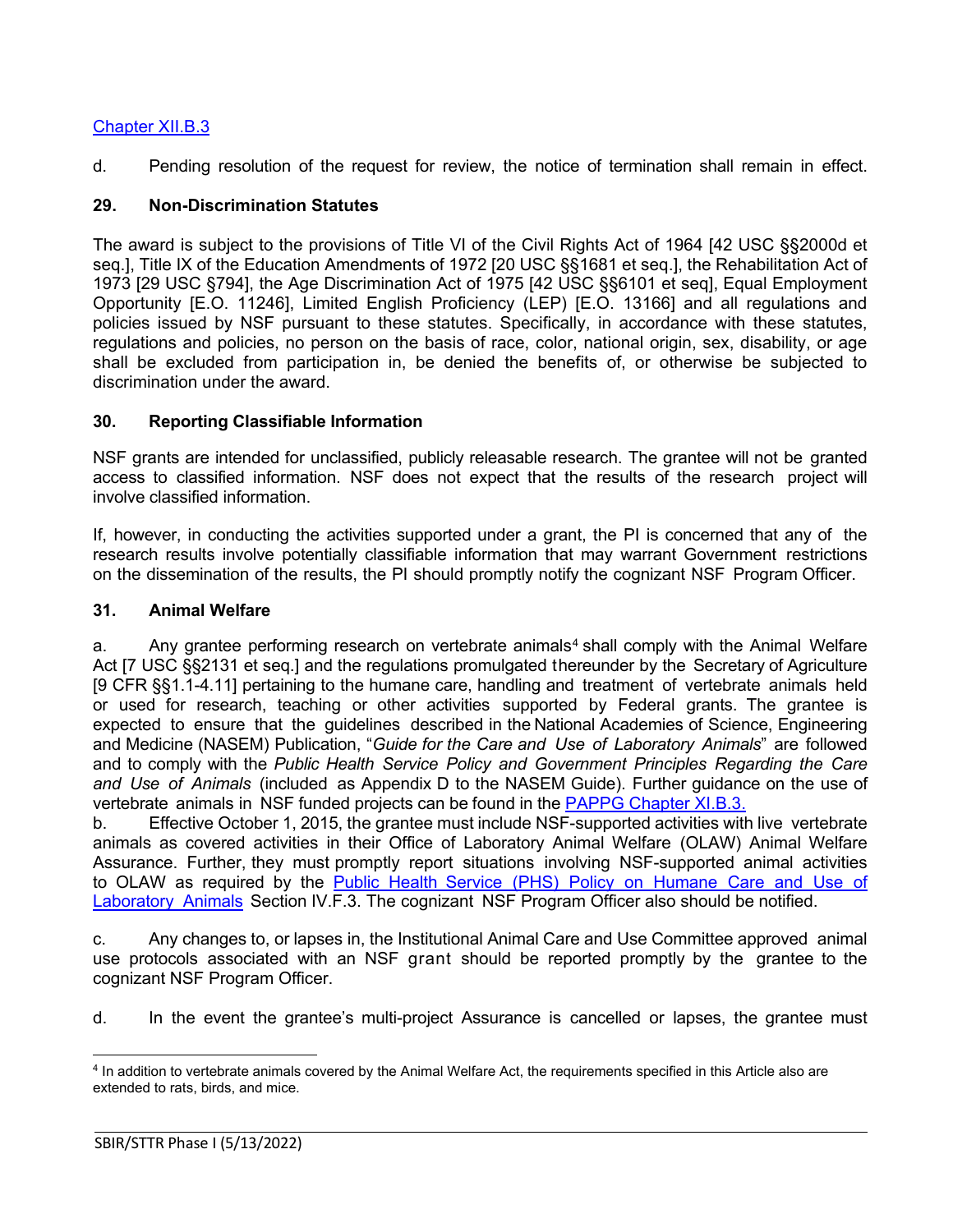Chapter XII.B.3

d. Pending resolution of the request for review, the notice of termination shall remain in effect.

### 29. Non-Discrimination Statutes

The award is subject to the provisions of Title VI of the Civil Rights Act of 1964 [42 USC §§2000d et seq.], Title IX of the Education Amendments of 1972 [20 USC §§1681 et seq.], the Rehabilitation Act of 1973 [29 USC §794], the Age Discrimination Act of 1975 [42 USC §§6101 et seq], Equal Employment Opportunity [E.O. 11246], Limited English Proficiency (LEP) [E.O. 13166] and all regulations and policies issued by NSF pursuant to these statutes. Specifically, in accordance with these statutes, regulations and policies, no person on the basis of race, color, national origin, sex, disability, or age shall be excluded from participation in, be denied the benefits of, or otherwise be subjected to discrimination under the award.

### 30. Reporting Classifiable Information

NSF grants are intended for unclassified, publicly releasable research. The grantee will not be granted access to classified information. NSF does not expect that the results of the research project will involve classified information.

If, however, in conducting the activities supported under a grant, the PI is concerned that any of the research results involve potentially classifiable information that may warrant Government restrictions on the dissemination of the results, the PI should promptly notify the cognizant NSF Program Officer.

### 31. Animal Welfare

a. Any grantee performing research on vertebrate animals[4] shall comply with the Animal Welfare Act [7 USC §§2131 et seq.] and the regulations promulgated thereunder by the Secretary of Agriculture [9 CFR §§1.1-4.11] pertaining to the humane care, handling and treatment of vertebrate animals held or used for research, teaching or other activities supported by Federal grants. The grantee is expected to ensure that the guidelines described in the National Academies of Science, Engineering and Medicine (NASEM) Publication, "*Guide for the Care and Use of Laboratory Animals*" are followed and to comply with the *Public Health Service Policy and Government Principles Regarding the Care and Use of Animals* (included as Appendix D to the NASEM Guide). Further guidance on the use of vertebrate animals in NSF funded projects can be found in the PAPPG Chapter XI.B.3.

b. Effective October 1, 2015, the grantee must include NSF-supported activities with live vertebrate animals as covered activities in their Office of Laboratory Animal Welfare (OLAW) Animal Welfare Assurance. Further, they must promptly report situations involving NSF-supported animal activities to OLAW as required by the Public Health Service (PHS) Policy on Humane Care and Use of Laboratory Animals Section IV.F.3. The cognizant NSF Program Officer also should be notified.

c. Any changes to, or lapses in, the Institutional Animal Care and Use Committee approved animal use protocols associated with an NSF grant should be reported promptly by the grantee to the cognizant NSF Program Officer.

d. In the event the grantee's multi-project Assurance is cancelled or lapses, the grantee must

---

[4] In addition to vertebrate animals covered by the Animal Welfare Act, the requirements specified in this Article also are extended to rats, birds, and mice.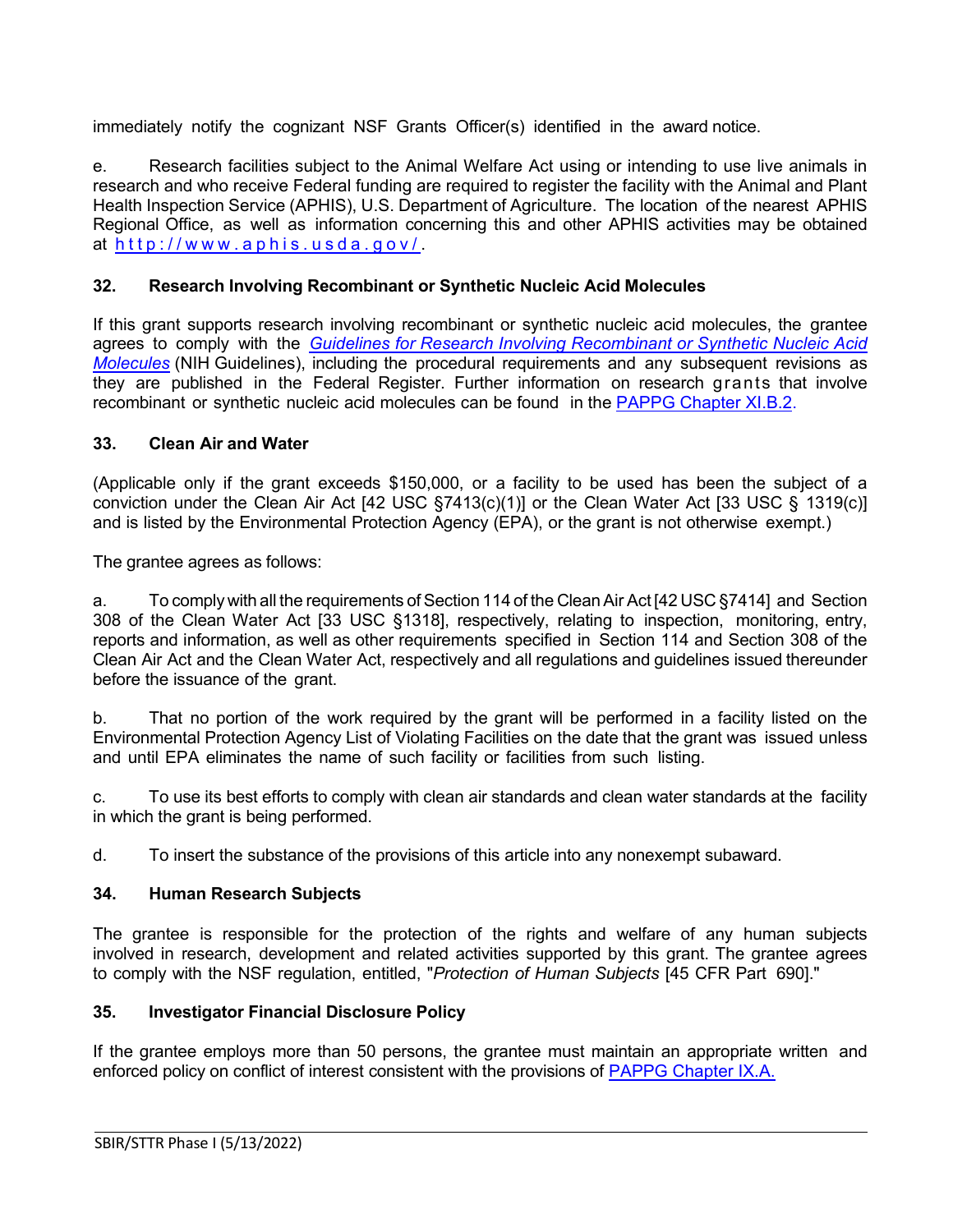immediately notify the cognizant NSF Grants Officer(s) identified in the award notice.

e. Research facilities subject to the Animal Welfare Act using or intending to use live animals in research and who receive Federal funding are required to register the facility with the Animal and Plant Health Inspection Service (APHIS), U.S. Department of Agriculture. The location of the nearest APHIS Regional Office, as well as information concerning this and other APHIS activities may be obtained at [http://www.aphis.usda.gov/](http://www.aphis.usda.gov/).

### 32. Research Involving Recombinant or Synthetic Nucleic Acid Molecules

If this grant supports research involving recombinant or synthetic nucleic acid molecules, the grantee agrees to comply with the *Guidelines for Research Involving Recombinant or Synthetic Nucleic Acid Molecules* (NIH Guidelines), including the procedural requirements and any subsequent revisions as they are published in the Federal Register. Further information on research grants that involve recombinant or synthetic nucleic acid molecules can be found in the PAPPG Chapter XI.B.2.

### 33. Clean Air and Water

(Applicable only if the grant exceeds $150,000, or a facility to be used has been the subject of a conviction under the Clean Air Act [42 USC §7413(c)(1)] or the Clean Water Act [33 USC § 1319(c)] and is listed by the Environmental Protection Agency (EPA), or the grant is not otherwise exempt.)

The grantee agrees as follows:

a. To comply with all the requirements of Section 114 of the Clean Air Act [42 USC §7414] and Section 308 of the Clean Water Act [33 USC §1318], respectively, relating to inspection, monitoring, entry, reports and information, as well as other requirements specified in Section 114 and Section 308 of the Clean Air Act and the Clean Water Act, respectively and all regulations and guidelines issued thereunder before the issuance of the grant.

b. That no portion of the work required by the grant will be performed in a facility listed on the Environmental Protection Agency List of Violating Facilities on the date that the grant was issued unless and until EPA eliminates the name of such facility or facilities from such listing.

c. To use its best efforts to comply with clean air standards and clean water standards at the facility in which the grant is being performed.

d. To insert the substance of the provisions of this article into any nonexempt subaward.

### 34. Human Research Subjects

The grantee is responsible for the protection of the rights and welfare of any human subjects involved in research, development and related activities supported by this grant. The grantee agrees to comply with the NSF regulation, entitled, "*Protection of Human Subjects* [45 CFR Part 690]."

### 35. Investigator Financial Disclosure Policy

If the grantee employs more than 50 persons, the grantee must maintain an appropriate written and enforced policy on conflict of interest consistent with the provisions of PAPPG Chapter IX.A.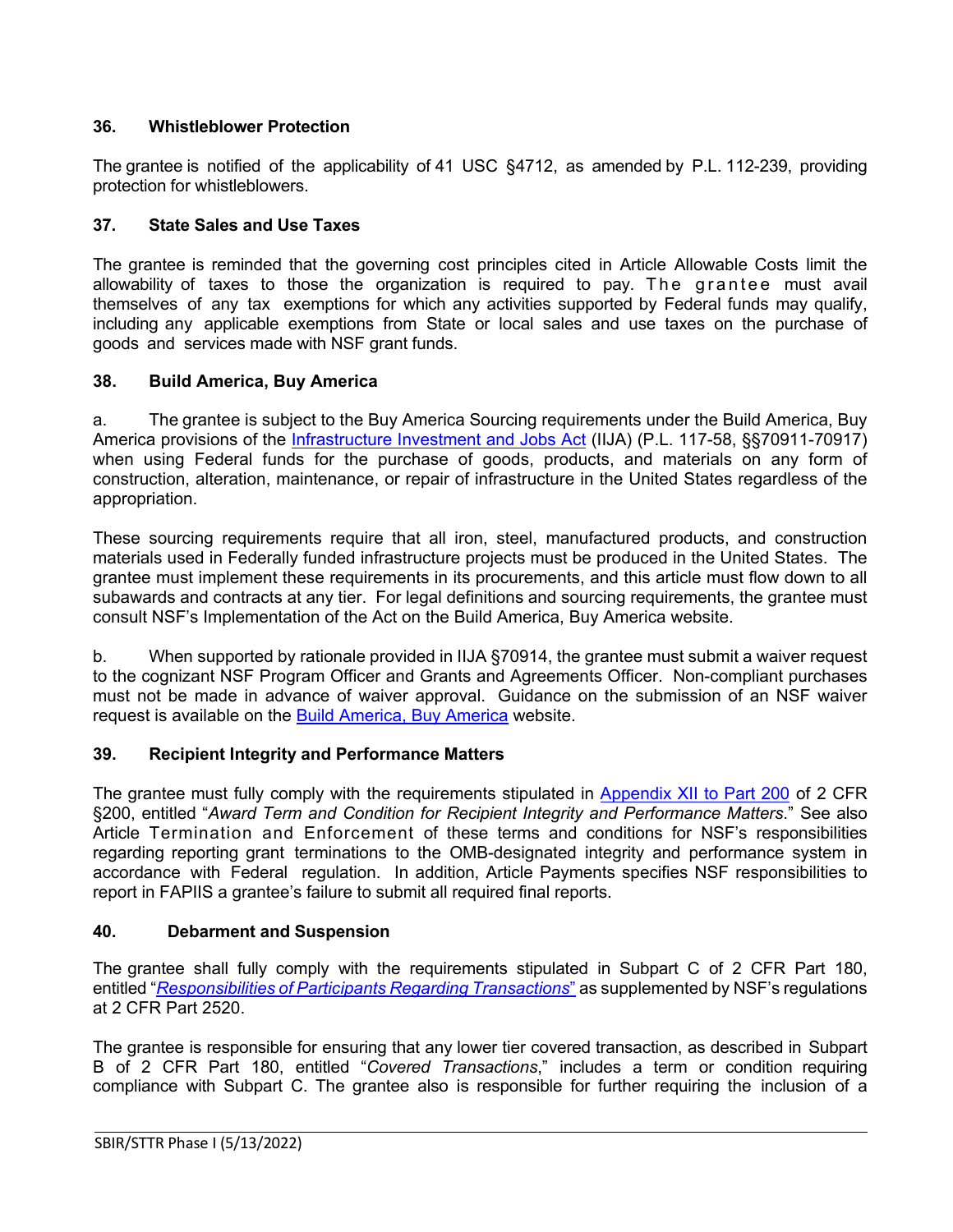### 36. Whistleblower Protection

The grantee is notified of the applicability of 41 USC §4712, as amended by P.L. 112-239, providing protection for whistleblowers.

### 37. State Sales and Use Taxes

The grantee is reminded that the governing cost principles cited in Article Allowable Costs limit the allowability of taxes to those the organization is required to pay. The grantee must avail themselves of any tax exemptions for which any activities supported by Federal funds may qualify, including any applicable exemptions from State or local sales and use taxes on the purchase of goods and services made with NSF grant funds.

### 38. Build America, Buy America

a. The grantee is subject to the Buy America Sourcing requirements under the Build America, Buy America provisions of the Infrastructure Investment and Jobs Act (IIJA) (P.L. 117-58, §§70911-70917) when using Federal funds for the purchase of goods, products, and materials on any form of construction, alteration, maintenance, or repair of infrastructure in the United States regardless of the appropriation.

These sourcing requirements require that all iron, steel, manufactured products, and construction materials used in Federally funded infrastructure projects must be produced in the United States. The grantee must implement these requirements in its procurements, and this article must flow down to all subawards and contracts at any tier. For legal definitions and sourcing requirements, the grantee must consult NSF's Implementation of the Act on the Build America, Buy America website.

b. When supported by rationale provided in IIJA §70914, the grantee must submit a waiver request to the cognizant NSF Program Officer and Grants and Agreements Officer. Non-compliant purchases must not be made in advance of waiver approval. Guidance on the submission of an NSF waiver request is available on the Build America, Buy America website.

### 39. Recipient Integrity and Performance Matters

The grantee must fully comply with the requirements stipulated in Appendix XII to Part 200 of 2 CFR §200, entitled "*Award Term and Condition for Recipient Integrity and Performance Matters*." See also Article Termination and Enforcement of these terms and conditions for NSF's responsibilities regarding reporting grant terminations to the OMB-designated integrity and performance system in accordance with Federal regulation. In addition, Article Payments specifies NSF responsibilities to report in FAPIIS a grantee's failure to submit all required final reports.

### 40. Debarment and Suspension

The grantee shall fully comply with the requirements stipulated in Subpart C of 2 CFR Part 180, entitled "*Responsibilities of Participants Regarding Transactions*" as supplemented by NSF's regulations at 2 CFR Part 2520.

The grantee is responsible for ensuring that any lower tier covered transaction, as described in Subpart B of 2 CFR Part 180, entitled "*Covered Transactions*," includes a term or condition requiring compliance with Subpart C. The grantee also is responsible for further requiring the inclusion of a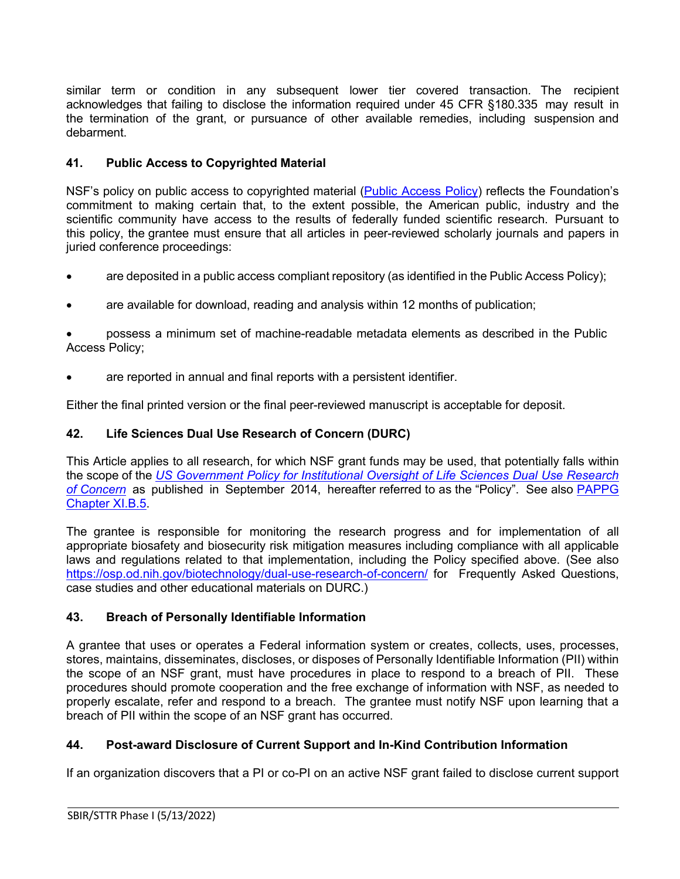similar term or condition in any subsequent lower tier covered transaction. The recipient acknowledges that failing to disclose the information required under 45 CFR §180.335 may result in the termination of the grant, or pursuance of other available remedies, including suspension and debarment.

### 41. Public Access to Copyrighted Material

NSF's policy on public access to copyrighted material ([Public Access Policy]()) reflects the Foundation's commitment to making certain that, to the extent possible, the American public, industry and the scientific community have access to the results of federally funded scientific research. Pursuant to this policy, the grantee must ensure that all articles in peer-reviewed scholarly journals and papers in juried conference proceedings:

- are deposited in a public access compliant repository (as identified in the Public Access Policy);
- are available for download, reading and analysis within 12 months of publication;
- possess a minimum set of machine-readable metadata elements as described in the Public Access Policy;
- are reported in annual and final reports with a persistent identifier.

Either the final printed version or the final peer-reviewed manuscript is acceptable for deposit.

### 42. Life Sciences Dual Use Research of Concern (DURC)

This Article applies to all research, for which NSF grant funds may be used, that potentially falls within the scope of the *US Government Policy for Institutional Oversight of Life Sciences Dual Use Research of Concern* as published in September 2014, hereafter referred to as the "Policy". See also PAPPG Chapter XI.B.5.

The grantee is responsible for monitoring the research progress and for implementation of all appropriate biosafety and biosecurity risk mitigation measures including compliance with all applicable laws and regulations related to that implementation, including the Policy specified above. (See also https://osp.od.nih.gov/biotechnology/dual-use-research-of-concern/ for Frequently Asked Questions, case studies and other educational materials on DURC.)

### 43. Breach of Personally Identifiable Information

A grantee that uses or operates a Federal information system or creates, collects, uses, processes, stores, maintains, disseminates, discloses, or disposes of Personally Identifiable Information (PII) within the scope of an NSF grant, must have procedures in place to respond to a breach of PII. These procedures should promote cooperation and the free exchange of information with NSF, as needed to properly escalate, refer and respond to a breach. The grantee must notify NSF upon learning that a breach of PII within the scope of an NSF grant has occurred.

### 44. Post-award Disclosure of Current Support and In-Kind Contribution Information

If an organization discovers that a PI or co-PI on an active NSF grant failed to disclose current support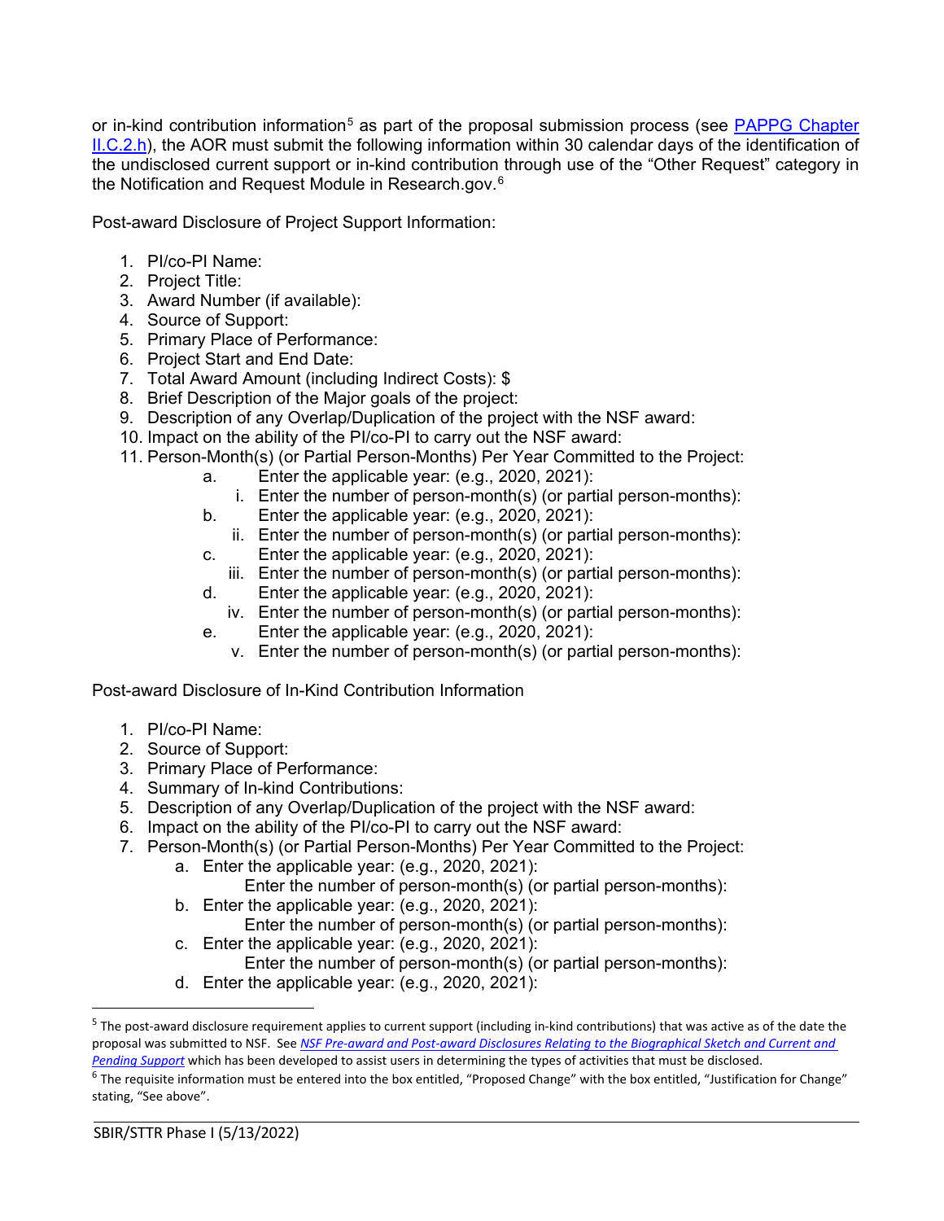or in-kind contribution information[5] as part of the proposal submission process (see [PAPPG Chapter II.C.2.h](#)), the AOR must submit the following information within 30 calendar days of the identification of the undisclosed current support or in-kind contribution through use of the "Other Request" category in the Notification and Request Module in Research.gov.[6]

Post-award Disclosure of Project Support Information:

1. PI/co-PI Name:
2. Project Title:
3. Award Number (if available):
4. Source of Support:
5. Primary Place of Performance:
6. Project Start and End Date:
7. Total Award Amount (including Indirect Costs): $
8. Brief Description of the Major goals of the project:
9. Description of any Overlap/Duplication of the project with the NSF award:
10. Impact on the ability of the PI/co-PI to carry out the NSF award:
11. Person-Month(s) (or Partial Person-Months) Per Year Committed to the Project:
    a. Enter the applicable year: (e.g., 2020, 2021):
        i. Enter the number of person-month(s) (or partial person-months):
    b. Enter the applicable year: (e.g., 2020, 2021):
        ii. Enter the number of person-month(s) (or partial person-months):
    c. Enter the applicable year: (e.g., 2020, 2021):
        iii. Enter the number of person-month(s) (or partial person-months):
    d. Enter the applicable year: (e.g., 2020, 2021):
        iv. Enter the number of person-month(s) (or partial person-months):
    e. Enter the applicable year: (e.g., 2020, 2021):
        v. Enter the number of person-month(s) (or partial person-months):

Post-award Disclosure of In-Kind Contribution Information

1. PI/co-PI Name:
2. Source of Support:
3. Primary Place of Performance:
4. Summary of In-kind Contributions:
5. Description of any Overlap/Duplication of the project with the NSF award:
6. Impact on the ability of the PI/co-PI to carry out the NSF award:
7. Person-Month(s) (or Partial Person-Months) Per Year Committed to the Project:
    a. Enter the applicable year: (e.g., 2020, 2021):
       Enter the number of person-month(s) (or partial person-months):
    b. Enter the applicable year: (e.g., 2020, 2021):
       Enter the number of person-month(s) (or partial person-months):
    c. Enter the applicable year: (e.g., 2020, 2021):
       Enter the number of person-month(s) (or partial person-months):
    d. Enter the applicable year: (e.g., 2020, 2021):

---

[5] The post-award disclosure requirement applies to current support (including in-kind contributions) that was active as of the date the proposal was submitted to NSF. See *[NSF Pre-award and Post-award Disclosures Relating to the Biographical Sketch and Current and Pending Support](#)* which has been developed to assist users in determining the types of activities that must be disclosed.

[6] The requisite information must be entered into the box entitled, "Proposed Change" with the box entitled, "Justification for Change" stating, "See above".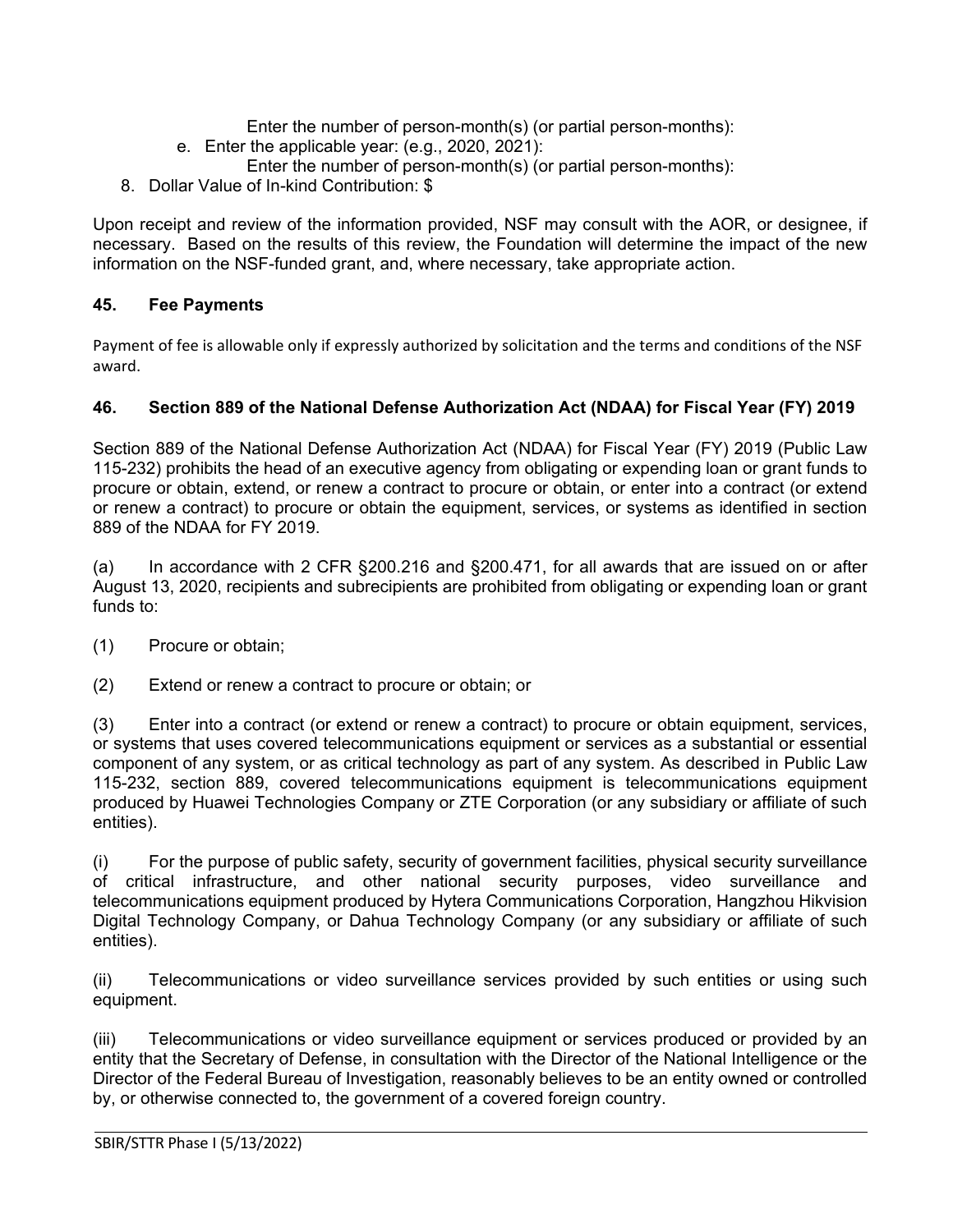Enter the number of person-month(s) (or partial person-months):

e. Enter the applicable year: (e.g., 2020, 2021):

Enter the number of person-month(s) (or partial person-months):

8. Dollar Value of In-kind Contribution: $

Upon receipt and review of the information provided, NSF may consult with the AOR, or designee, if necessary. Based on the results of this review, the Foundation will determine the impact of the new information on the NSF-funded grant, and, where necessary, take appropriate action.

### 45. Fee Payments

Payment of fee is allowable only if expressly authorized by solicitation and the terms and conditions of the NSF award.

### 46. Section 889 of the National Defense Authorization Act (NDAA) for Fiscal Year (FY) 2019

Section 889 of the National Defense Authorization Act (NDAA) for Fiscal Year (FY) 2019 (Public Law 115-232) prohibits the head of an executive agency from obligating or expending loan or grant funds to procure or obtain, extend, or renew a contract to procure or obtain, or enter into a contract (or extend or renew a contract) to procure or obtain the equipment, services, or systems as identified in section 889 of the NDAA for FY 2019.

(a) In accordance with 2 CFR §200.216 and §200.471, for all awards that are issued on or after August 13, 2020, recipients and subrecipients are prohibited from obligating or expending loan or grant funds to:

(1) Procure or obtain;

(2) Extend or renew a contract to procure or obtain; or

(3) Enter into a contract (or extend or renew a contract) to procure or obtain equipment, services, or systems that uses covered telecommunications equipment or services as a substantial or essential component of any system, or as critical technology as part of any system. As described in Public Law 115-232, section 889, covered telecommunications equipment is telecommunications equipment produced by Huawei Technologies Company or ZTE Corporation (or any subsidiary or affiliate of such entities).

(i) For the purpose of public safety, security of government facilities, physical security surveillance of critical infrastructure, and other national security purposes, video surveillance and telecommunications equipment produced by Hytera Communications Corporation, Hangzhou Hikvision Digital Technology Company, or Dahua Technology Company (or any subsidiary or affiliate of such entities).

(ii) Telecommunications or video surveillance services provided by such entities or using such equipment.

(iii) Telecommunications or video surveillance equipment or services produced or provided by an entity that the Secretary of Defense, in consultation with the Director of the National Intelligence or the Director of the Federal Bureau of Investigation, reasonably believes to be an entity owned or controlled by, or otherwise connected to, the government of a covered foreign country.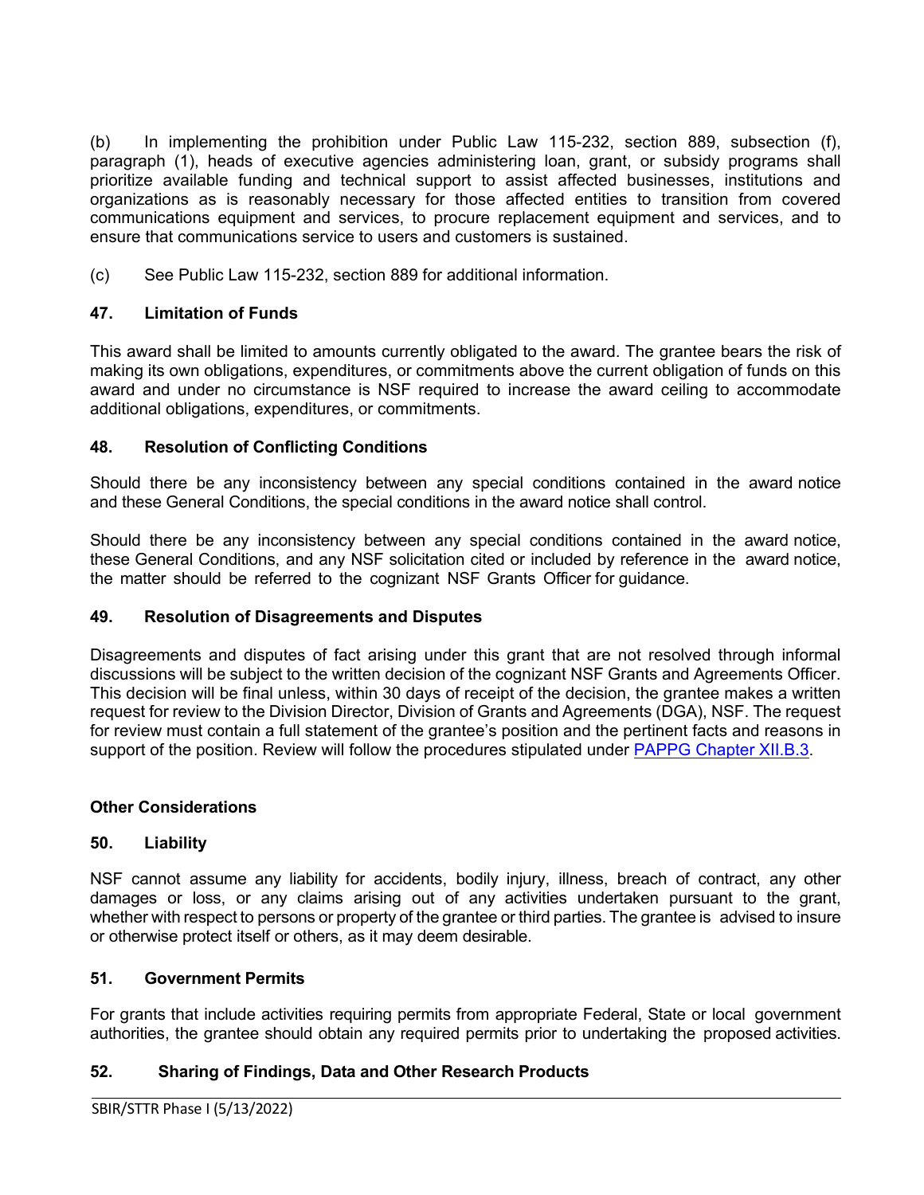(b) In implementing the prohibition under Public Law 115-232, section 889, subsection (f), paragraph (1), heads of executive agencies administering loan, grant, or subsidy programs shall prioritize available funding and technical support to assist affected businesses, institutions and organizations as is reasonably necessary for those affected entities to transition from covered communications equipment and services, to procure replacement equipment and services, and to ensure that communications service to users and customers is sustained.

(c) See Public Law 115-232, section 889 for additional information.

### 47. Limitation of Funds

This award shall be limited to amounts currently obligated to the award. The grantee bears the risk of making its own obligations, expenditures, or commitments above the current obligation of funds on this award and under no circumstance is NSF required to increase the award ceiling to accommodate additional obligations, expenditures, or commitments.

### 48. Resolution of Conflicting Conditions

Should there be any inconsistency between any special conditions contained in the award notice and these General Conditions, the special conditions in the award notice shall control.

Should there be any inconsistency between any special conditions contained in the award notice, these General Conditions, and any NSF solicitation cited or included by reference in the award notice, the matter should be referred to the cognizant NSF Grants Officer for guidance.

### 49. Resolution of Disagreements and Disputes

Disagreements and disputes of fact arising under this grant that are not resolved through informal discussions will be subject to the written decision of the cognizant NSF Grants and Agreements Officer. This decision will be final unless, within 30 days of receipt of the decision, the grantee makes a written request for review to the Division Director, Division of Grants and Agreements (DGA), NSF. The request for review must contain a full statement of the grantee's position and the pertinent facts and reasons in support of the position. Review will follow the procedures stipulated under PAPPG Chapter XII.B.3.

## Other Considerations

### 50. Liability

NSF cannot assume any liability for accidents, bodily injury, illness, breach of contract, any other damages or loss, or any claims arising out of any activities undertaken pursuant to the grant, whether with respect to persons or property of the grantee or third parties. The grantee is advised to insure or otherwise protect itself or others, as it may deem desirable.

### 51. Government Permits

For grants that include activities requiring permits from appropriate Federal, State or local government authorities, the grantee should obtain any required permits prior to undertaking the proposed activities.

### 52. Sharing of Findings, Data and Other Research Products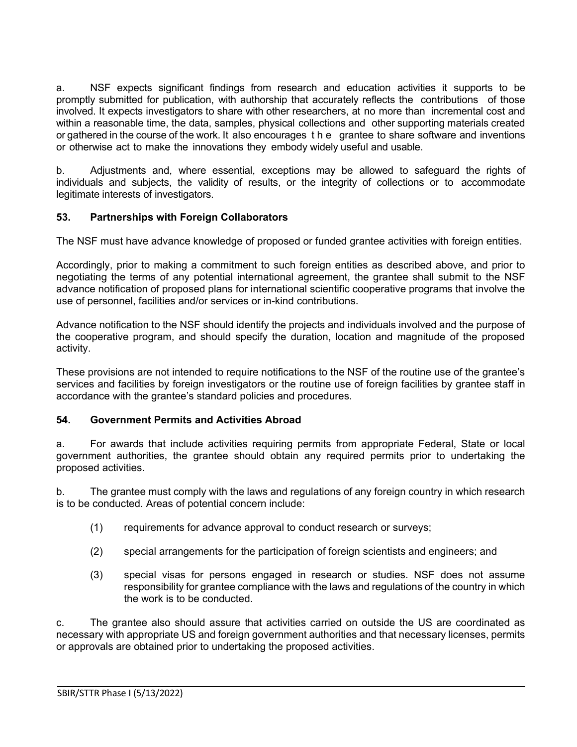a. NSF expects significant findings from research and education activities it supports to be promptly submitted for publication, with authorship that accurately reflects the contributions of those involved. It expects investigators to share with other researchers, at no more than incremental cost and within a reasonable time, the data, samples, physical collections and other supporting materials created or gathered in the course of the work. It also encourages the grantee to share software and inventions or otherwise act to make the innovations they embody widely useful and usable.

b. Adjustments and, where essential, exceptions may be allowed to safeguard the rights of individuals and subjects, the validity of results, or the integrity of collections or to accommodate legitimate interests of investigators.

### 53. Partnerships with Foreign Collaborators

The NSF must have advance knowledge of proposed or funded grantee activities with foreign entities.

Accordingly, prior to making a commitment to such foreign entities as described above, and prior to negotiating the terms of any potential international agreement, the grantee shall submit to the NSF advance notification of proposed plans for international scientific cooperative programs that involve the use of personnel, facilities and/or services or in-kind contributions.

Advance notification to the NSF should identify the projects and individuals involved and the purpose of the cooperative program, and should specify the duration, location and magnitude of the proposed activity.

These provisions are not intended to require notifications to the NSF of the routine use of the grantee's services and facilities by foreign investigators or the routine use of foreign facilities by grantee staff in accordance with the grantee's standard policies and procedures.

### 54. Government Permits and Activities Abroad

a. For awards that include activities requiring permits from appropriate Federal, State or local government authorities, the grantee should obtain any required permits prior to undertaking the proposed activities.

b. The grantee must comply with the laws and regulations of any foreign country in which research is to be conducted. Areas of potential concern include:

(1) requirements for advance approval to conduct research or surveys;

(2) special arrangements for the participation of foreign scientists and engineers; and

(3) special visas for persons engaged in research or studies. NSF does not assume responsibility for grantee compliance with the laws and regulations of the country in which the work is to be conducted.

c. The grantee also should assure that activities carried on outside the US are coordinated as necessary with appropriate US and foreign government authorities and that necessary licenses, permits or approvals are obtained prior to undertaking the proposed activities.